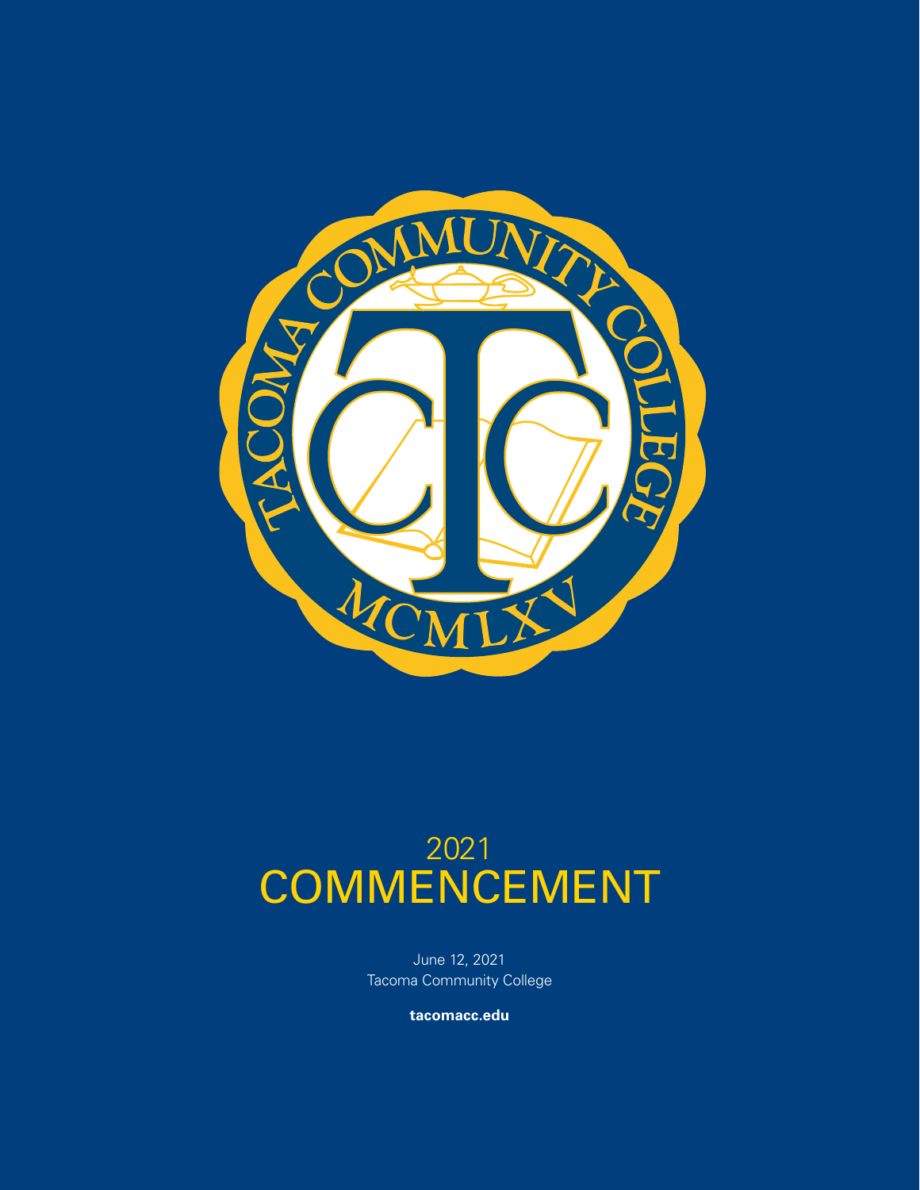TACOMA COMMUNITY COLLEGE

MCMLXV

# 2021 COMMENCEMENT

June 12, 2021

Tacoma Community College

**tacomacc.edu**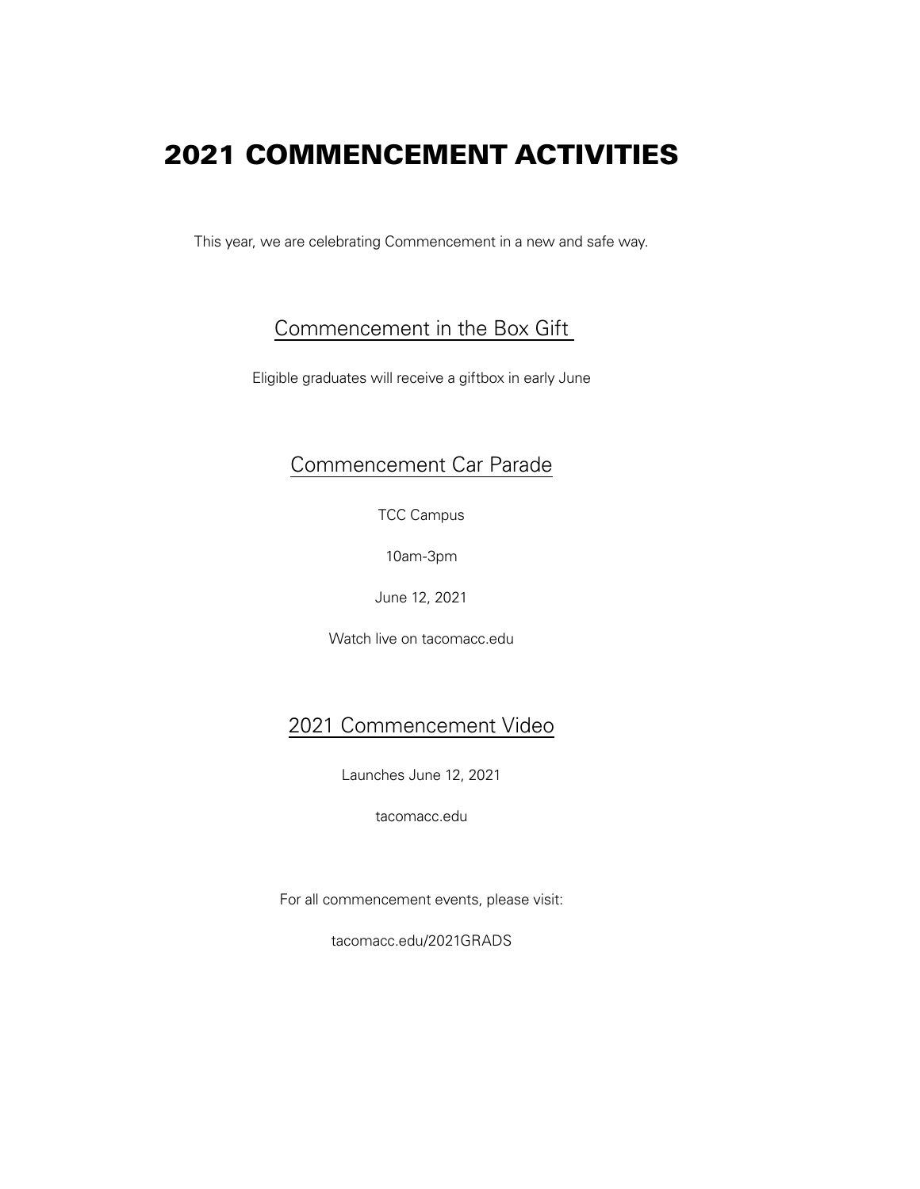# 2021 COMMENCEMENT ACTIVITIES

This year, we are celebrating Commencement in a new and safe way.

## Commencement in the Box Gift

Eligible graduates will receive a giftbox in early June

## Commencement Car Parade

TCC Campus

10am-3pm

June 12, 2021

Watch live on tacomacc.edu

## 2021 Commencement Video

Launches June 12, 2021

tacomacc.edu

For all commencement events, please visit:

tacomacc.edu/2021GRADS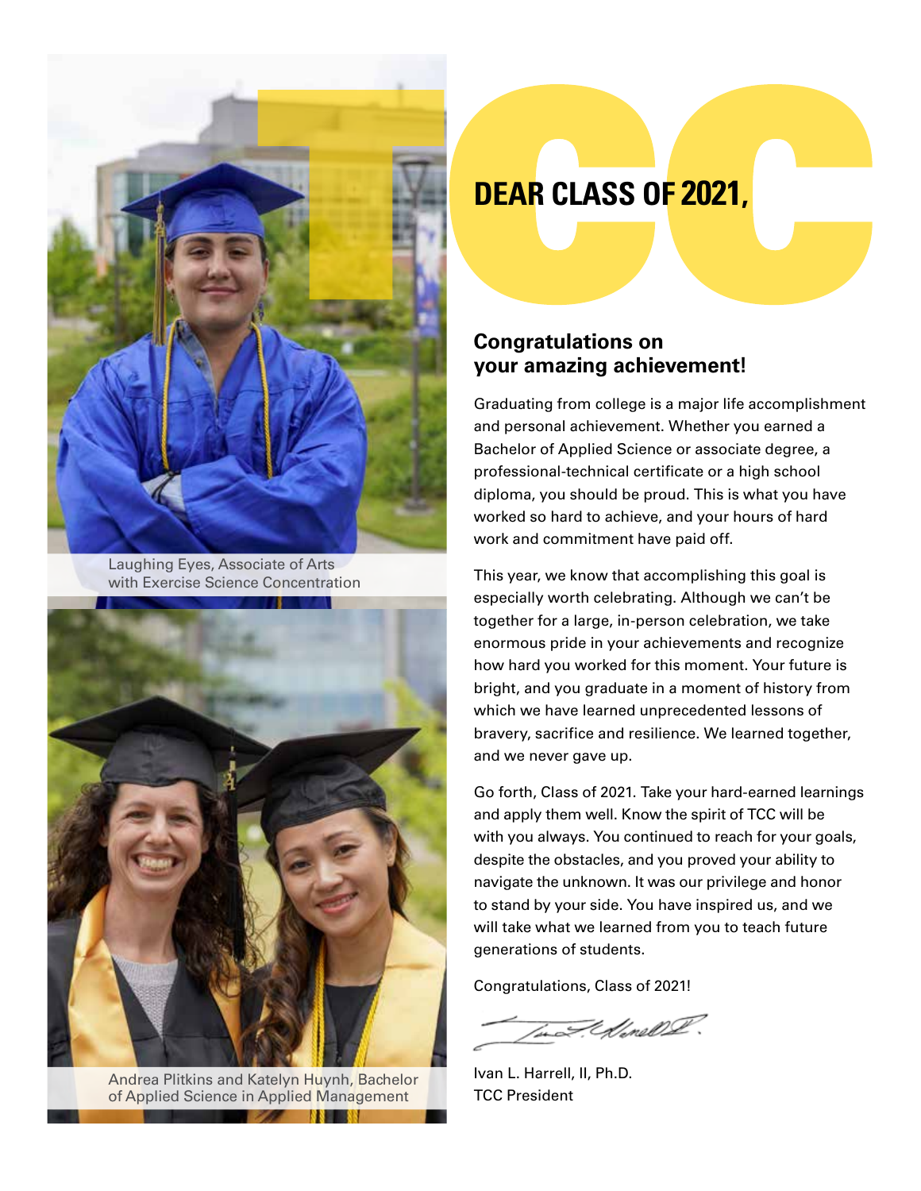Laughing Eyes, Associate of Arts with Exercise Science Concentration

Andrea Plitkins and Katelyn Huynh, Bachelor of Applied Science in Applied Management

# DEAR CLASS OF 2021,

## Congratulations on your amazing achievement!

Graduating from college is a major life accomplishment and personal achievement. Whether you earned a Bachelor of Applied Science or associate degree, a professional-technical certificate or a high school diploma, you should be proud. This is what you have worked so hard to achieve, and your hours of hard work and commitment have paid off.

This year, we know that accomplishing this goal is especially worth celebrating. Although we can't be together for a large, in-person celebration, we take enormous pride in your achievements and recognize how hard you worked for this moment. Your future is bright, and you graduate in a moment of history from which we have learned unprecedented lessons of bravery, sacrifice and resilience. We learned together, and we never gave up.

Go forth, Class of 2021. Take your hard-earned learnings and apply them well. Know the spirit of TCC will be with you always. You continued to reach for your goals, despite the obstacles, and you proved your ability to navigate the unknown. It was our privilege and honor to stand by your side. You have inspired us, and we will take what we learned from you to teach future generations of students.

Congratulations, Class of 2021!

Ivan L. Harrell, II, Ph.D.
TCC President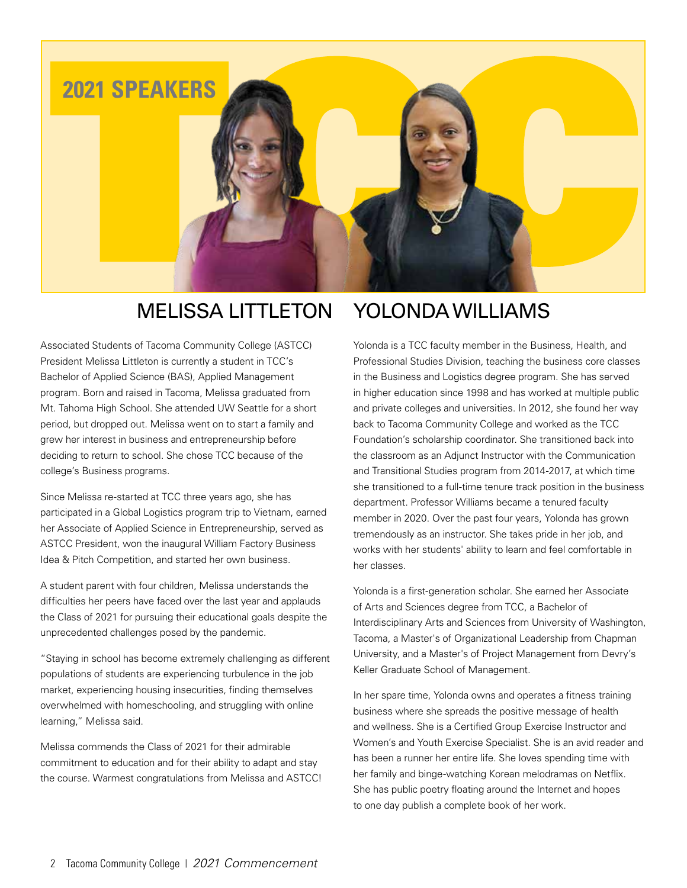# 2021 SPEAKERS

## MELISSA LITTLETON

Associated Students of Tacoma Community College (ASTCC) President Melissa Littleton is currently a student in TCC's Bachelor of Applied Science (BAS), Applied Management program. Born and raised in Tacoma, Melissa graduated from Mt. Tahoma High School. She attended UW Seattle for a short period, but dropped out. Melissa went on to start a family and grew her interest in business and entrepreneurship before deciding to return to school. She chose TCC because of the college's Business programs.

Since Melissa re-started at TCC three years ago, she has participated in a Global Logistics program trip to Vietnam, earned her Associate of Applied Science in Entrepreneurship, served as ASTCC President, won the inaugural William Factory Business Idea & Pitch Competition, and started her own business.

A student parent with four children, Melissa understands the difficulties her peers have faced over the last year and applauds the Class of 2021 for pursuing their educational goals despite the unprecedented challenges posed by the pandemic.

"Staying in school has become extremely challenging as different populations of students are experiencing turbulence in the job market, experiencing housing insecurities, finding themselves overwhelmed with homeschooling, and struggling with online learning," Melissa said.

Melissa commends the Class of 2021 for their admirable commitment to education and for their ability to adapt and stay the course. Warmest congratulations from Melissa and ASTCC!

## YOLONDA WILLIAMS

Yolonda is a TCC faculty member in the Business, Health, and Professional Studies Division, teaching the business core classes in the Business and Logistics degree program. She has served in higher education since 1998 and has worked at multiple public and private colleges and universities. In 2012, she found her way back to Tacoma Community College and worked as the TCC Foundation's scholarship coordinator. She transitioned back into the classroom as an Adjunct Instructor with the Communication and Transitional Studies program from 2014-2017, at which time she transitioned to a full-time tenure track position in the business department. Professor Williams became a tenured faculty member in 2020. Over the past four years, Yolonda has grown tremendously as an instructor. She takes pride in her job, and works with her students' ability to learn and feel comfortable in her classes.

Yolonda is a first-generation scholar. She earned her Associate of Arts and Sciences degree from TCC, a Bachelor of Interdisciplinary Arts and Sciences from University of Washington, Tacoma, a Master's of Organizational Leadership from Chapman University, and a Master's of Project Management from Devry's Keller Graduate School of Management.

In her spare time, Yolonda owns and operates a fitness training business where she spreads the positive message of health and wellness. She is a Certified Group Exercise Instructor and Women's and Youth Exercise Specialist. She is an avid reader and has been a runner her entire life. She loves spending time with her family and binge-watching Korean melodramas on Netflix. She has public poetry floating around the Internet and hopes to one day publish a complete book of her work.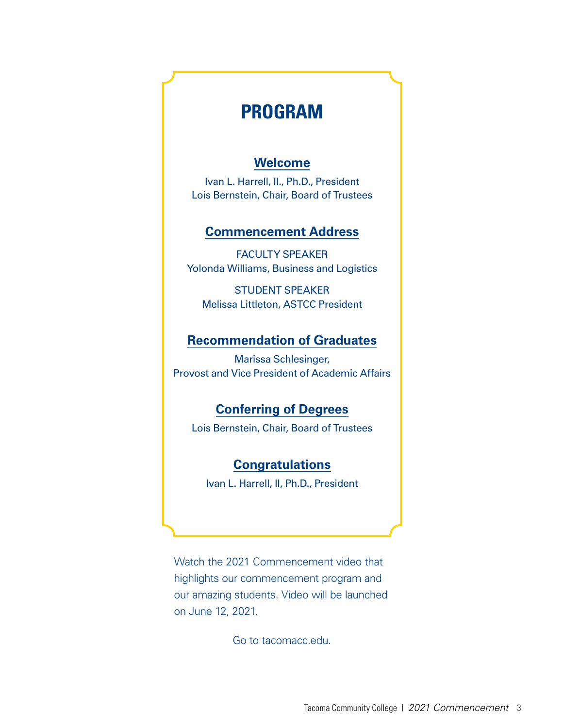# PROGRAM

## Welcome

Ivan L. Harrell, II., Ph.D., President
Lois Bernstein, Chair, Board of Trustees

## Commencement Address

FACULTY SPEAKER
Yolonda Williams, Business and Logistics

STUDENT SPEAKER
Melissa Littleton, ASTCC President

## Recommendation of Graduates

Marissa Schlesinger,
Provost and Vice President of Academic Affairs

## Conferring of Degrees

Lois Bernstein, Chair, Board of Trustees

## Congratulations

Ivan L. Harrell, II, Ph.D., President

Watch the 2021 Commencement video that highlights our commencement program and our amazing students. Video will be launched on June 12, 2021.

Go to tacomacc.edu.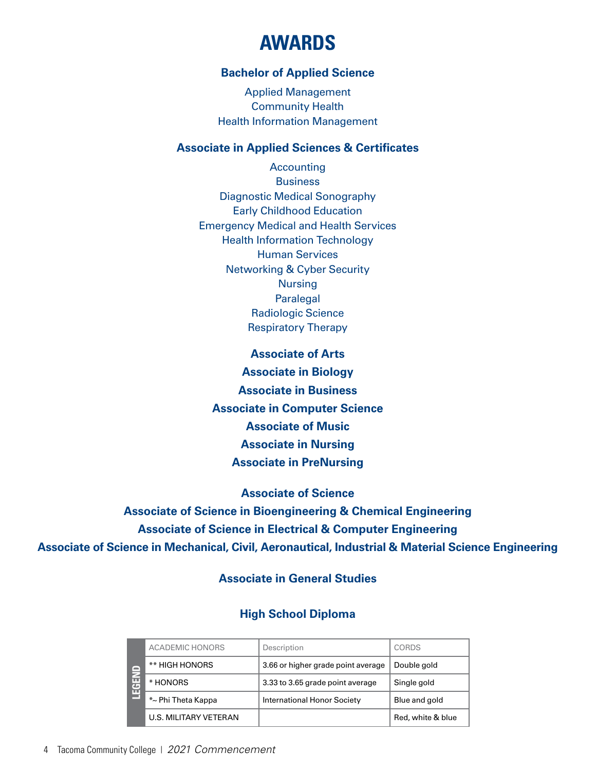# AWARDS

## Bachelor of Applied Science

Applied Management
Community Health
Health Information Management

## Associate in Applied Sciences & Certificates

Accounting
Business
Diagnostic Medical Sonography
Early Childhood Education
Emergency Medical and Health Services
Health Information Technology
Human Services
Networking & Cyber Security
Nursing
Paralegal
Radiologic Science
Respiratory Therapy

## Associate of Arts

## Associate in Biology

## Associate in Business

## Associate in Computer Science

## Associate of Music

## Associate in Nursing

## Associate in PreNursing

## Associate of Science

## Associate of Science in Bioengineering & Chemical Engineering

## Associate of Science in Electrical & Computer Engineering

## Associate of Science in Mechanical, Civil, Aeronautical, Industrial & Material Science Engineering

## Associate in General Studies

## High School Diploma

| LEGEND | ACADEMIC HONORS | Description | CORDS |
|---|---|---|---|
| | ** HIGH HONORS | 3.66 or higher grade point average | Double gold |
| | * HONORS | 3.33 to 3.65 grade point average | Single gold |
| | *~ Phi Theta Kappa | International Honor Society | Blue and gold |
| | U.S. MILITARY VETERAN | | Red, white & blue |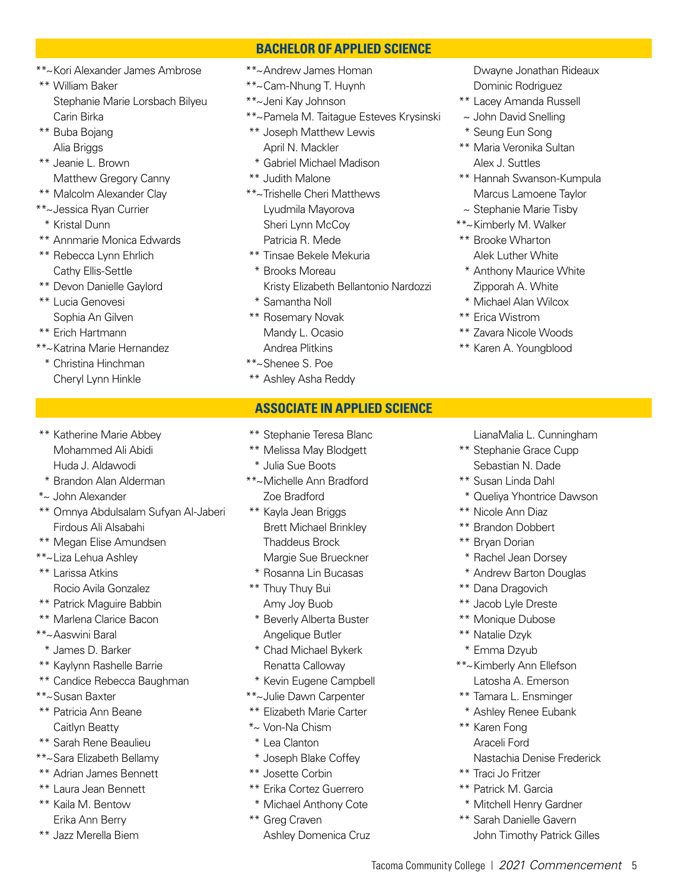## BACHELOR OF APPLIED SCIENCE

**~Kori Alexander James Ambrose
** William Baker
Stephanie Marie Lorsbach Bilyeu
Carin Birka
** Buba Bojang
Alia Briggs
** Jeanie L. Brown
Matthew Gregory Canny
** Malcolm Alexander Clay
**~Jessica Ryan Currier
* Kristal Dunn
** Annmarie Monica Edwards
** Rebecca Lynn Ehrlich
Cathy Ellis-Settle
** Devon Danielle Gaylord
** Lucia Genovesi
Sophia An Gilven
** Erich Hartmann
**~Katrina Marie Hernandez
* Christina Hinchman
Cheryl Lynn Hinkle
**~Andrew James Homan
**~Cam-Nhung T. Huynh
**~Jeni Kay Johnson
**~Pamela M. Taitague Esteves Krysinski
** Joseph Matthew Lewis
April N. Mackler
* Gabriel Michael Madison
** Judith Malone
**~Trishelle Cheri Matthews
Lyudmila Mayorova
Sheri Lynn McCoy
Patricia R. Mede
** Tinsae Bekele Mekuria
* Brooks Moreau
Kristy Elizabeth Bellantonio Nardozzi
* Samantha Noll
** Rosemary Novak
Mandy L. Ocasio
Andrea Plitkins
**~Shenee S. Poe
** Ashley Asha Reddy
Dwayne Jonathan Rideaux
Dominic Rodriguez
** Lacey Amanda Russell
~ John David Snelling
* Seung Eun Song
** Maria Veronika Sultan
Alex J. Suttles
** Hannah Swanson-Kumpula
Marcus Lamoene Taylor
~ Stephanie Marie Tisby
**~Kimberly M. Walker
** Brooke Wharton
Alek Luther White
* Anthony Maurice White
Zipporah A. White
* Michael Alan Wilcox
** Erica Wistrom
** Zavara Nicole Woods
** Karen A. Youngblood

## ASSOCIATE IN APPLIED SCIENCE

** Katherine Marie Abbey
Mohammed Ali Abidi
Huda J. Aldawodi
* Brandon Alan Alderman
*~ John Alexander
** Omnya Abdulsalam Sufyan Al-Jaberi
Firdous Ali Alsabahi
** Megan Elise Amundsen
**~Liza Lehua Ashley
** Larissa Atkins
Rocio Avila Gonzalez
** Patrick Maguire Babbin
** Marlena Clarice Bacon
**~Aaswini Baral
* James D. Barker
** Kaylynn Rashelle Barrie
** Candice Rebecca Baughman
**~Susan Baxter
** Patricia Ann Beane
Caitlyn Beatty
** Sarah Rene Beaulieu
**~Sara Elizabeth Bellamy
** Adrian James Bennett
** Laura Jean Bennett
** Kaila M. Bentow
Erika Ann Berry
** Jazz Merella Biem
** Stephanie Teresa Blanc
** Melissa May Blodgett
* Julia Sue Boots
**~Michelle Ann Bradford
Zoe Bradford
** Kayla Jean Briggs
Brett Michael Brinkley
Thaddeus Brock
Margie Sue Brueckner
* Rosanna Lin Bucasas
** Thuy Thuy Bui
Amy Joy Buob
* Beverly Alberta Buster
Angelique Butler
* Chad Michael Bykerk
Renatta Calloway
* Kevin Eugene Campbell
**~Julie Dawn Carpenter
** Elizabeth Marie Carter
*~ Von-Na Chism
* Lea Clanton
* Joseph Blake Coffey
** Josette Corbin
** Erika Cortez Guerrero
* Michael Anthony Cote
** Greg Craven
Ashley Domenica Cruz
LianaMalia L. Cunningham
** Stephanie Grace Cupp
Sebastian N. Dade
** Susan Linda Dahl
* Queliya Yhontrice Dawson
** Nicole Ann Diaz
** Brandon Dobbert
** Bryan Dorian
* Rachel Jean Dorsey
* Andrew Barton Douglas
** Dana Dragovich
** Jacob Lyle Dreste
** Monique Dubose
** Natalie Dzyk
* Emma Dzyub
**~Kimberly Ann Ellefson
Latosha A. Emerson
** Tamara L. Ensminger
* Ashley Renee Eubank
** Karen Fong
Araceli Ford
Nastachia Denise Frederick
** Traci Jo Fritzer
** Patrick M. Garcia
* Mitchell Henry Gardner
** Sarah Danielle Gavern
John Timothy Patrick Gilles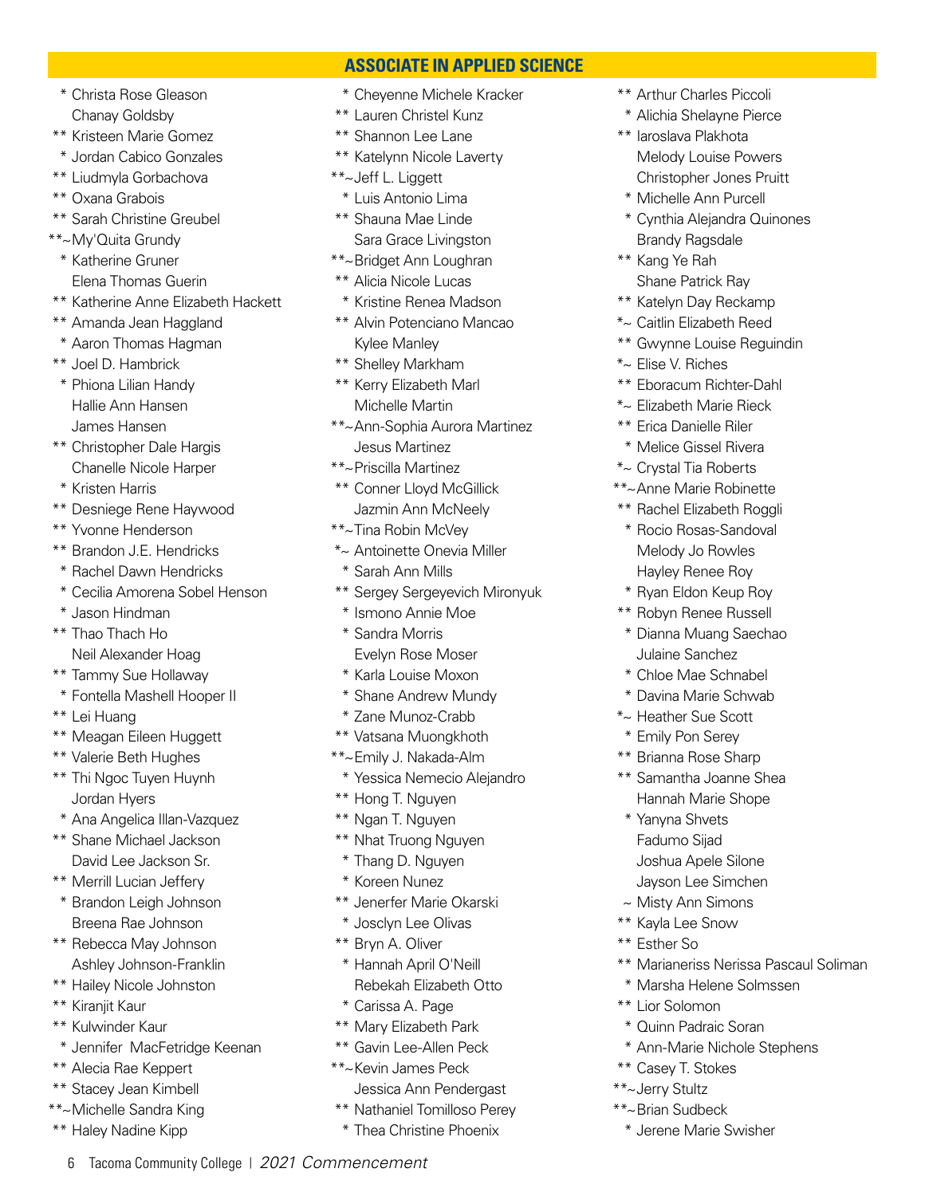## ASSOCIATE IN APPLIED SCIENCE

\* Christa Rose Gleason
Chanay Goldsby
\*\* Kristeen Marie Gomez
\* Jordan Cabico Gonzales
\*\* Liudmyla Gorbachova
\*\* Oxana Grabois
\*\* Sarah Christine Greubel
\*\*~My'Quita Grundy
\* Katherine Gruner
Elena Thomas Guerin
\*\* Katherine Anne Elizabeth Hackett
\*\* Amanda Jean Haggland
\* Aaron Thomas Hagman
\*\* Joel D. Hambrick
\* Phiona Lilian Handy
Hallie Ann Hansen
James Hansen
\*\* Christopher Dale Hargis
Chanelle Nicole Harper
\* Kristen Harris
\*\* Desniege Rene Haywood
\*\* Yvonne Henderson
\*\* Brandon J.E. Hendricks
\* Rachel Dawn Hendricks
\* Cecilia Amorena Sobel Henson
\* Jason Hindman
\*\* Thao Thach Ho
Neil Alexander Hoag
\*\* Tammy Sue Hollaway
\* Fontella Mashell Hooper II
\*\* Lei Huang
\*\* Meagan Eileen Huggett
\*\* Valerie Beth Hughes
\*\* Thi Ngoc Tuyen Huynh
Jordan Hyers
\* Ana Angelica Illan-Vazquez
\*\* Shane Michael Jackson
David Lee Jackson Sr.
\*\* Merrill Lucian Jeffery
\* Brandon Leigh Johnson
Breena Rae Johnson
\*\* Rebecca May Johnson
Ashley Johnson-Franklin
\*\* Hailey Nicole Johnston
\*\* Kiranjit Kaur
\*\* Kulwinder Kaur
\* Jennifer MacFetridge Keenan
\*\* Alecia Rae Keppert
\*\* Stacey Jean Kimbell
\*\*~Michelle Sandra King
\*\* Haley Nadine Kipp
\* Cheyenne Michele Kracker
\*\* Lauren Christel Kunz
\*\* Shannon Lee Lane
\*\* Katelynn Nicole Laverty
\*\*~Jeff L. Liggett
\* Luis Antonio Lima
\*\* Shauna Mae Linde
Sara Grace Livingston
\*\*~Bridget Ann Loughran
\*\* Alicia Nicole Lucas
\* Kristine Renea Madson
\*\* Alvin Potenciano Mancao
Kylee Manley
\*\* Shelley Markham
\*\* Kerry Elizabeth Marl
Michelle Martin
\*\*~Ann-Sophia Aurora Martinez
Jesus Martinez
\*\*~Priscilla Martinez
\*\* Conner Lloyd McGillick
Jazmin Ann McNeely
\*\*~Tina Robin McVey
\*~ Antoinette Onevia Miller
\* Sarah Ann Mills
\*\* Sergey Sergeyevich Mironyuk
\* Ismono Annie Moe
\* Sandra Morris
Evelyn Rose Moser
\* Karla Louise Moxon
\* Shane Andrew Mundy
\* Zane Munoz-Crabb
\*\* Vatsana Muongkhoth
\*\*~Emily J. Nakada-Alm
\* Yessica Nemecio Alejandro
\*\* Hong T. Nguyen
\*\* Ngan T. Nguyen
\*\* Nhat Truong Nguyen
\* Thang D. Nguyen
\* Koreen Nunez
\*\* Jenerfer Marie Okarski
\* Josclyn Lee Olivas
\*\* Bryn A. Oliver
\* Hannah April O'Neill
Rebekah Elizabeth Otto
\* Carissa A. Page
\*\* Mary Elizabeth Park
\*\* Gavin Lee-Allen Peck
\*\*~Kevin James Peck
Jessica Ann Pendergast
\*\* Nathaniel Tomilloso Perey
\* Thea Christine Phoenix
\*\* Arthur Charles Piccoli
\* Alichia Shelayne Pierce
\*\* Iaroslava Plakhota
Melody Louise Powers
Christopher Jones Pruitt
\* Michelle Ann Purcell
\* Cynthia Alejandra Quinones
Brandy Ragsdale
\*\* Kang Ye Rah
Shane Patrick Ray
\*\* Katelyn Day Reckamp
\*~ Caitlin Elizabeth Reed
\*\* Gwynne Louise Reguindin
\*~ Elise V. Riches
\*\* Eboracum Richter-Dahl
\*~ Elizabeth Marie Rieck
\*\* Erica Danielle Riler
\* Melice Gissel Rivera
\*~ Crystal Tia Roberts
\*\*~Anne Marie Robinette
\*\* Rachel Elizabeth Roggli
\* Rocio Rosas-Sandoval
Melody Jo Rowles
Hayley Renee Roy
\* Ryan Eldon Keup Roy
\*\* Robyn Renee Russell
\* Dianna Muang Saechao
Julaine Sanchez
\* Chloe Mae Schnabel
\* Davina Marie Schwab
\*~ Heather Sue Scott
\* Emily Pon Serey
\*\* Brianna Rose Sharp
\*\* Samantha Joanne Shea
Hannah Marie Shope
\* Yanyna Shvets
Fadumo Sijad
Joshua Apele Silone
Jayson Lee Simchen
~ Misty Ann Simons
\*\* Kayla Lee Snow
\*\* Esther So
\*\* Marianeriss Nerissa Pascaul Soliman
\* Marsha Helene Solmssen
\*\* Lior Solomon
\* Quinn Padraic Soran
\* Ann-Marie Nichole Stephens
\*\* Casey T. Stokes
\*\*~Jerry Stultz
\*\*~Brian Sudbeck
\* Jerene Marie Swisher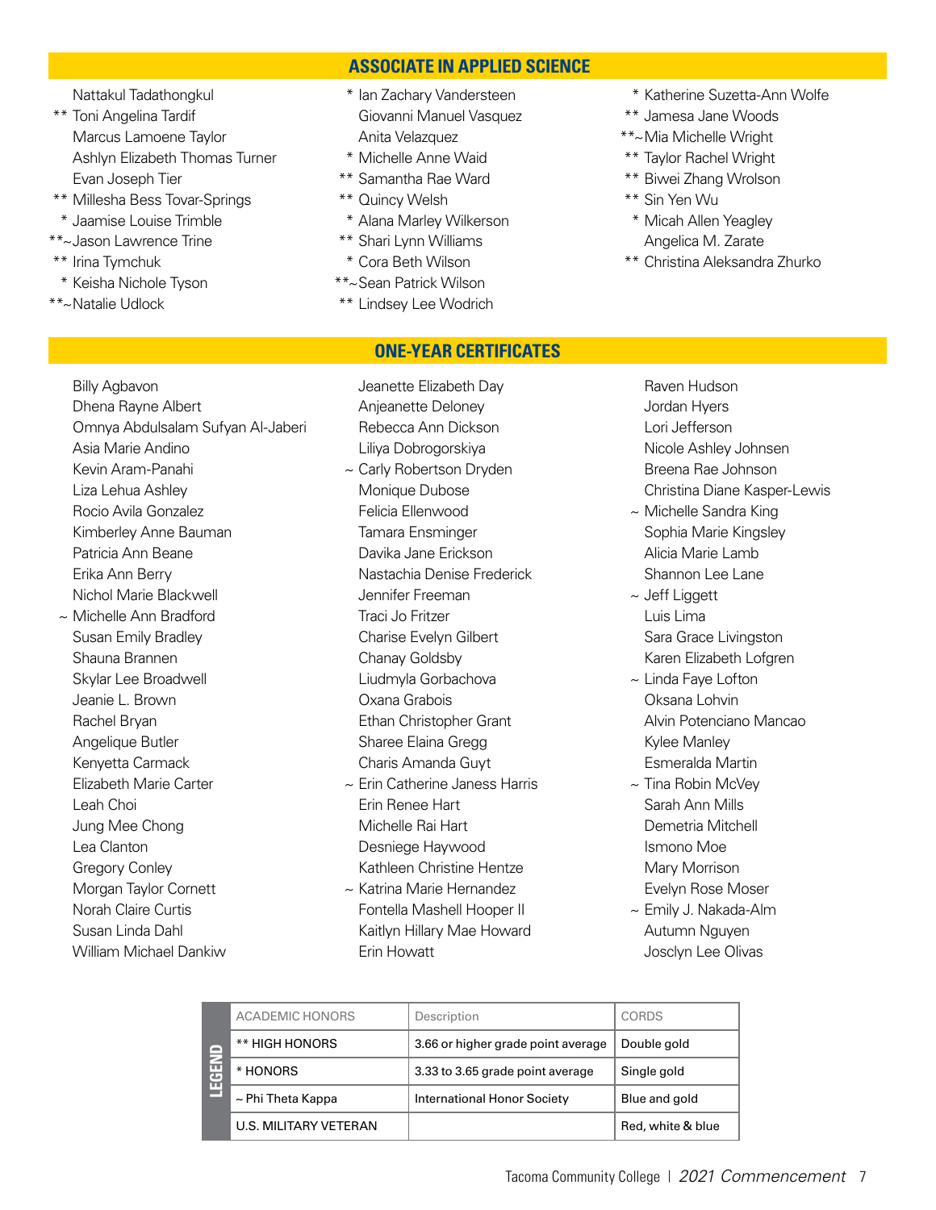## ASSOCIATE IN APPLIED SCIENCE

Nattakul Tadathongkul
** Toni Angelina Tardif
Marcus Lamoene Taylor
Ashlyn Elizabeth Thomas Turner
Evan Joseph Tier
** Millesha Bess Tovar-Springs
* Jaamise Louise Trimble
**~Jason Lawrence Trine
** Irina Tymchuk
* Keisha Nichole Tyson
**~Natalie Udlock
* Ian Zachary Vandersteen
Giovanni Manuel Vasquez
Anita Velazquez
* Michelle Anne Waid
** Samantha Rae Ward
** Quincy Welsh
* Alana Marley Wilkerson
** Shari Lynn Williams
* Cora Beth Wilson
**~Sean Patrick Wilson
** Lindsey Lee Wodrich
* Katherine Suzetta-Ann Wolfe
** Jamesa Jane Woods
**~Mia Michelle Wright
** Taylor Rachel Wright
** Biwei Zhang Wrolson
** Sin Yen Wu
* Micah Allen Yeagley
Angelica M. Zarate
** Christina Aleksandra Zhurko

## ONE-YEAR CERTIFICATES

Billy Agbavon
Dhena Rayne Albert
Omnya Abdulsalam Sufyan Al-Jaberi
Asia Marie Andino
Kevin Aram-Panahi
Liza Lehua Ashley
Rocio Avila Gonzalez
Kimberley Anne Bauman
Patricia Ann Beane
Erika Ann Berry
Nichol Marie Blackwell
~ Michelle Ann Bradford
Susan Emily Bradley
Shauna Brannen
Skylar Lee Broadwell
Jeanie L. Brown
Rachel Bryan
Angelique Butler
Kenyetta Carmack
Elizabeth Marie Carter
Leah Choi
Jung Mee Chong
Lea Clanton
Gregory Conley
Morgan Taylor Cornett
Norah Claire Curtis
Susan Linda Dahl
William Michael Dankiw
Jeanette Elizabeth Day
Anjeanette Deloney
Rebecca Ann Dickson
Liliya Dobrogorskiya
~ Carly Robertson Dryden
Monique Dubose
Felicia Ellenwood
Tamara Ensminger
Davika Jane Erickson
Nastachia Denise Frederick
Jennifer Freeman
Traci Jo Fritzer
Charise Evelyn Gilbert
Chanay Goldsby
Liudmyla Gorbachova
Oxana Grabois
Ethan Christopher Grant
Sharee Elaina Gregg
Charis Amanda Guyt
~ Erin Catherine Janess Harris
Erin Renee Hart
Michelle Rai Hart
Desniege Haywood
Kathleen Christine Hentze
~ Katrina Marie Hernandez
Fontella Mashell Hooper II
Kaitlyn Hillary Mae Howard
Erin Howatt
Raven Hudson
Jordan Hyers
Lori Jefferson
Nicole Ashley Johnsen
Breena Rae Johnson
Christina Diane Kasper-Lewis
~ Michelle Sandra King
Sophia Marie Kingsley
Alicia Marie Lamb
Shannon Lee Lane
~ Jeff Liggett
Luis Lima
Sara Grace Livingston
Karen Elizabeth Lofgren
~ Linda Faye Lofton
Oksana Lohvin
Alvin Potenciano Mancao
Kylee Manley
Esmeralda Martin
~ Tina Robin McVey
Sarah Ann Mills
Demetria Mitchell
Ismono Moe
Mary Morrison
Evelyn Rose Moser
~ Emily J. Nakada-Alm
Autumn Nguyen
Josclyn Lee Olivas

| LEGEND | ACADEMIC HONORS | Description | CORDS |
|---|---|---|---|
| | ** HIGH HONORS | 3.66 or higher grade point average | Double gold |
| | * HONORS | 3.33 to 3.65 grade point average | Single gold |
| | ~ Phi Theta Kappa | International Honor Society | Blue and gold |
| | U.S. MILITARY VETERAN | | Red, white & blue |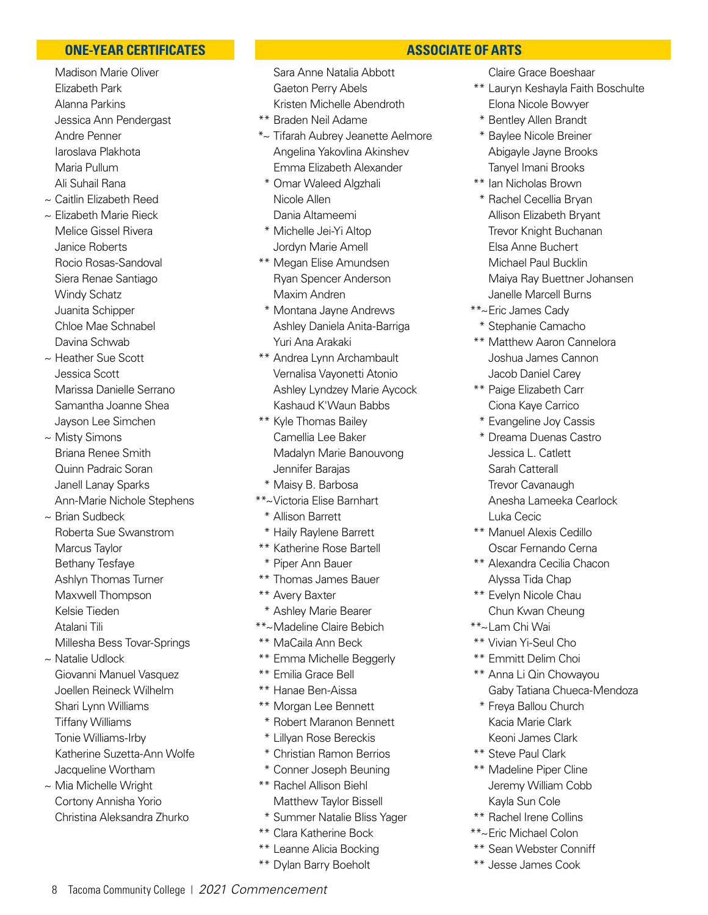## ONE-YEAR CERTIFICATES

Madison Marie Oliver
Elizabeth Park
Alanna Parkins
Jessica Ann Pendergast
Andre Penner
Iaroslava Plakhota
Maria Pullum
Ali Suhail Rana
~ Caitlin Elizabeth Reed
~ Elizabeth Marie Rieck
Melice Gissel Rivera
Janice Roberts
Rocio Rosas-Sandoval
Siera Renae Santiago
Windy Schatz
Juanita Schipper
Chloe Mae Schnabel
Davina Schwab
~ Heather Sue Scott
Jessica Scott
Marissa Danielle Serrano
Samantha Joanne Shea
Jayson Lee Simchen
~ Misty Simons
Briana Renee Smith
Quinn Padraic Soran
Janell Lanay Sparks
Ann-Marie Nichole Stephens
~ Brian Sudbeck
Roberta Sue Swanstrom
Marcus Taylor
Bethany Tesfaye
Ashlyn Thomas Turner
Maxwell Thompson
Kelsie Tieden
Atalani Tili
Millesha Bess Tovar-Springs
~ Natalie Udlock
Giovanni Manuel Vasquez
Joellen Reineck Wilhelm
Shari Lynn Williams
Tiffany Williams
Tonie Williams-Irby
Katherine Suzetta-Ann Wolfe
Jacqueline Wortham
~ Mia Michelle Wright
Cortony Annisha Yorio
Christina Aleksandra Zhurko

## ASSOCIATE OF ARTS

Sara Anne Natalia Abbott
Gaeton Perry Abels
Kristen Michelle Abendroth
** Braden Neil Adame
*~ Tifarah Aubrey Jeanette Aelmore
Angelina Yakovlina Akinshev
Emma Elizabeth Alexander
* Omar Waleed Algzhali
Nicole Allen
Dania Altameemi
* Michelle Jei-Yi Altop
Jordyn Marie Amell
** Megan Elise Amundsen
Ryan Spencer Anderson
Maxim Andren
* Montana Jayne Andrews
Ashley Daniela Anita-Barriga
Yuri Ana Arakaki
** Andrea Lynn Archambault
Vernalisa Vayonetti Atonio
Ashley Lyndzey Marie Aycock
Kashaud K'Waun Babbs
** Kyle Thomas Bailey
Camellia Lee Baker
Madalyn Marie Banouvong
Jennifer Barajas
* Maisy B. Barbosa
**~ Victoria Elise Barnhart
* Allison Barrett
* Haily Raylene Barrett
** Katherine Rose Bartell
* Piper Ann Bauer
** Thomas James Bauer
** Avery Baxter
* Ashley Marie Bearer
**~ Madeline Claire Bebich
** MaCaila Ann Beck
** Emma Michelle Beggerly
** Emilia Grace Bell
** Hanae Ben-Aissa
** Morgan Lee Bennett
* Robert Maranon Bennett
* Lillyan Rose Bereckis
* Christian Ramon Berrios
* Conner Joseph Beuning
** Rachel Allison Biehl
Matthew Taylor Bissell
* Summer Natalie Bliss Yager
** Clara Katherine Bock
** Leanne Alicia Bocking
** Dylan Barry Boeholt
Claire Grace Boeshaar
** Lauryn Keshayla Faith Boschulte
Elona Nicole Bowyer
* Bentley Allen Brandt
* Baylee Nicole Breiner
Abigayle Jayne Brooks
Tanyel Imani Brooks
** Ian Nicholas Brown
* Rachel Cecellia Bryan
Allison Elizabeth Bryant
Trevor Knight Buchanan
Elsa Anne Buchert
Michael Paul Bucklin
Maiya Ray Buettner Johansen
Janelle Marcell Burns
**~ Eric James Cady
* Stephanie Camacho
** Matthew Aaron Cannelora
Joshua James Cannon
Jacob Daniel Carey
** Paige Elizabeth Carr
Ciona Kaye Carrico
* Evangeline Joy Cassis
* Dreama Duenas Castro
Jessica L. Catlett
Sarah Catterall
Trevor Cavanaugh
Anesha Lameeka Cearlock
Luka Cecic
** Manuel Alexis Cedillo
Oscar Fernando Cerna
** Alexandra Cecilia Chacon
Alyssa Tida Chap
** Evelyn Nicole Chau
Chun Kwan Cheung
**~ Lam Chi Wai
** Vivian Yi-Seul Cho
** Emmitt Delim Choi
** Anna Li Qin Chowayou
Gaby Tatiana Chueca-Mendoza
* Freya Ballou Church
Kacia Marie Clark
Keoni James Clark
** Steve Paul Clark
** Madeline Piper Cline
Jeremy William Cobb
Kayla Sun Cole
** Rachel Irene Collins
**~ Eric Michael Colon
** Sean Webster Conniff
** Jesse James Cook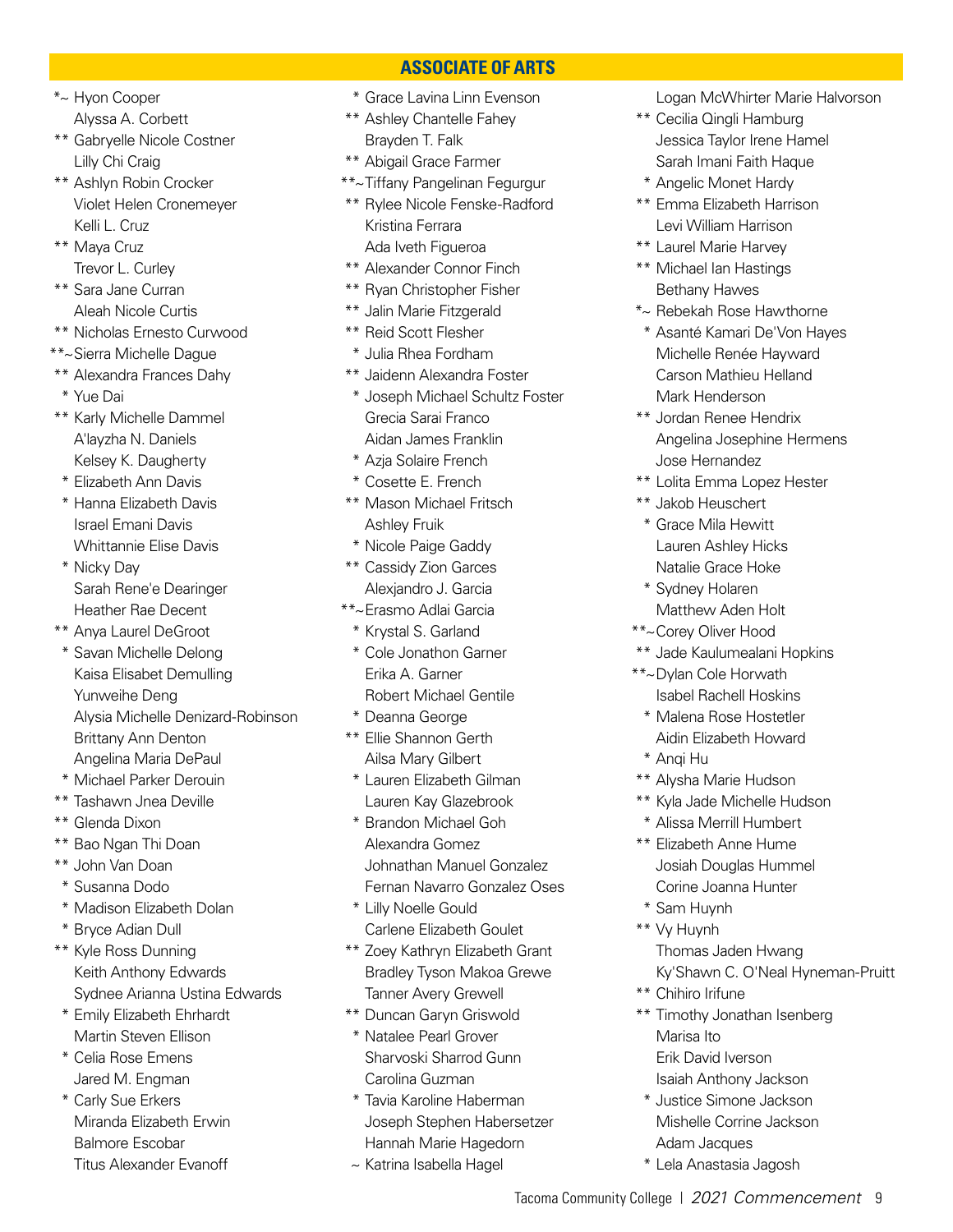## ASSOCIATE OF ARTS

*~ Hyon Cooper
Alyssa A. Corbett
** Gabryelle Nicole Costner
Lilly Chi Craig
** Ashlyn Robin Crocker
Violet Helen Cronemeyer
Kelli L. Cruz
** Maya Cruz
Trevor L. Curley
** Sara Jane Curran
Aleah Nicole Curtis
** Nicholas Ernesto Curwood
**~Sierra Michelle Dague
** Alexandra Frances Dahy
* Yue Dai
** Karly Michelle Dammel
A'layzha N. Daniels
Kelsey K. Daugherty
* Elizabeth Ann Davis
* Hanna Elizabeth Davis
Israel Emani Davis
Whittannie Elise Davis
* Nicky Day
Sarah Rene'e Dearinger
Heather Rae Decent
** Anya Laurel DeGroot
* Savan Michelle Delong
Kaisa Elisabet Demulling
Yunweihe Deng
Alysia Michelle Denizard-Robinson
Brittany Ann Denton
Angelina Maria DePaul
* Michael Parker Derouin
** Tashawn Jnea Deville
** Glenda Dixon
** Bao Ngan Thi Doan
** John Van Doan
* Susanna Dodo
* Madison Elizabeth Dolan
* Bryce Adian Dull
** Kyle Ross Dunning
Keith Anthony Edwards
Sydnee Arianna Ustina Edwards
* Emily Elizabeth Ehrhardt
Martin Steven Ellison
* Celia Rose Emens
Jared M. Engman
* Carly Sue Erkers
Miranda Elizabeth Erwin
Balmore Escobar
Titus Alexander Evanoff
* Grace Lavina Linn Evenson
** Ashley Chantelle Fahey
Brayden T. Falk
** Abigail Grace Farmer
**~Tiffany Pangelinan Fegurgur
** Rylee Nicole Fenske-Radford
Kristina Ferrara
Ada Iveth Figueroa
** Alexander Connor Finch
** Ryan Christopher Fisher
** Jalin Marie Fitzgerald
** Reid Scott Flesher
* Julia Rhea Fordham
** Jaidenn Alexandra Foster
* Joseph Michael Schultz Foster
Grecia Sarai Franco
Aidan James Franklin
* Azja Solaire French
* Cosette E. French
** Mason Michael Fritsch
Ashley Fruik
* Nicole Paige Gaddy
** Cassidy Zion Garces
Alexjandro J. Garcia
**~Erasmo Adlai Garcia
* Krystal S. Garland
* Cole Jonathon Garner
Erika A. Garner
Robert Michael Gentile
* Deanna George
** Ellie Shannon Gerth
Ailsa Mary Gilbert
* Lauren Elizabeth Gilman
Lauren Kay Glazebrook
* Brandon Michael Goh
Alexandra Gomez
Johnathan Manuel Gonzalez
Fernan Navarro Gonzalez Oses
* Lilly Noelle Gould
Carlene Elizabeth Goulet
** Zoey Kathryn Elizabeth Grant
Bradley Tyson Makoa Grewe
Tanner Avery Grewell
** Duncan Garyn Griswold
* Natalee Pearl Grover
Sharvoski Sharrod Gunn
Carolina Guzman
* Tavia Karoline Haberman
Joseph Stephen Habersetzer
Hannah Marie Hagedorn
~ Katrina Isabella Hagel
Logan McWhirter Marie Halvorson
** Cecilia Qingli Hamburg
Jessica Taylor Irene Hamel
Sarah Imani Faith Haque
* Angelic Monet Hardy
** Emma Elizabeth Harrison
Levi William Harrison
** Laurel Marie Harvey
** Michael Ian Hastings
Bethany Hawes
*~ Rebekah Rose Hawthorne
* Asanté Kamari De'Von Hayes
Michelle Renée Hayward
Carson Mathieu Helland
Mark Henderson
** Jordan Renee Hendrix
Angelina Josephine Hermens
Jose Hernandez
** Lolita Emma Lopez Hester
** Jakob Heuschert
* Grace Mila Hewitt
Lauren Ashley Hicks
Natalie Grace Hoke
* Sydney Holaren
Matthew Aden Holt
**~Corey Oliver Hood
** Jade Kaulumealani Hopkins
**~Dylan Cole Horwath
Isabel Rachell Hoskins
* Malena Rose Hostetler
Aidin Elizabeth Howard
* Anqi Hu
** Alysha Marie Hudson
** Kyla Jade Michelle Hudson
* Alissa Merrill Humbert
** Elizabeth Anne Hume
Josiah Douglas Hummel
Corine Joanna Hunter
* Sam Huynh
** Vy Huynh
Thomas Jaden Hwang
Ky'Shawn C. O'Neal Hyneman-Pruitt
** Chihiro Irifune
** Timothy Jonathan Isenberg
Marisa Ito
Erik David Iverson
Isaiah Anthony Jackson
* Justice Simone Jackson
Mishelle Corrine Jackson
Adam Jacques
* Lela Anastasia Jagosh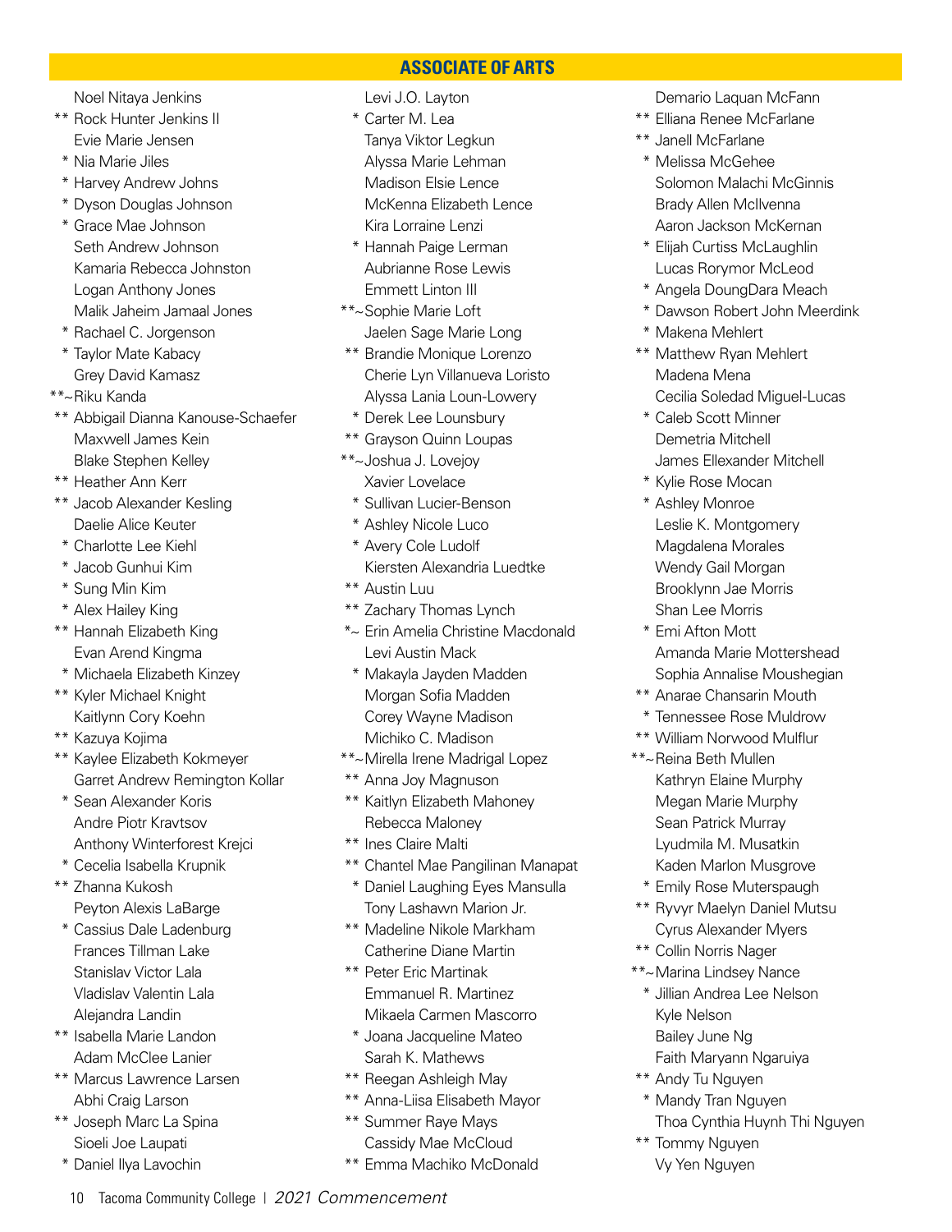## ASSOCIATE OF ARTS

Noel Nitaya Jenkins
** Rock Hunter Jenkins II
Evie Marie Jensen
* Nia Marie Jiles
* Harvey Andrew Johns
* Dyson Douglas Johnson
* Grace Mae Johnson
Seth Andrew Johnson
Kamaria Rebecca Johnston
Logan Anthony Jones
Malik Jaheim Jamaal Jones
* Rachael C. Jorgenson
* Taylor Mate Kabacy
Grey David Kamasz
**~Riku Kanda
** Abbigail Dianna Kanouse-Schaefer
Maxwell James Kein
Blake Stephen Kelley
** Heather Ann Kerr
** Jacob Alexander Kesling
Daelie Alice Keuter
* Charlotte Lee Kiehl
* Jacob Gunhui Kim
* Sung Min Kim
* Alex Hailey King
** Hannah Elizabeth King
Evan Arend Kingma
* Michaela Elizabeth Kinzey
** Kyler Michael Knight
Kaitlynn Cory Koehn
** Kazuya Kojima
** Kaylee Elizabeth Kokmeyer
Garret Andrew Remington Kollar
* Sean Alexander Koris
Andre Piotr Kravtsov
Anthony Winterforest Krejci
* Cecelia Isabella Krupnik
** Zhanna Kukosh
Peyton Alexis LaBarge
* Cassius Dale Ladenburg
Frances Tillman Lake
Stanislav Victor Lala
Vladislav Valentin Lala
Alejandra Landin
** Isabella Marie Landon
Adam McClee Lanier
** Marcus Lawrence Larsen
Abhi Craig Larson
** Joseph Marc La Spina
Sioeli Joe Laupati
* Daniel Ilya Lavochin
Levi J.O. Layton
* Carter M. Lea
Tanya Viktor Legkun
Alyssa Marie Lehman
Madison Elsie Lence
McKenna Elizabeth Lence
Kira Lorraine Lenzi
* Hannah Paige Lerman
Aubrianne Rose Lewis
Emmett Linton III
**~Sophie Marie Loft
Jaelen Sage Marie Long
** Brandie Monique Lorenzo
Cherie Lyn Villanueva Loristo
Alyssa Lania Loun-Lowery
* Derek Lee Lounsbury
** Grayson Quinn Loupas
**~Joshua J. Lovejoy
Xavier Lovelace
* Sullivan Lucier-Benson
* Ashley Nicole Luco
* Avery Cole Ludolf
Kiersten Alexandria Luedtke
** Austin Luu
** Zachary Thomas Lynch
*~ Erin Amelia Christine Macdonald
Levi Austin Mack
* Makayla Jayden Madden
Morgan Sofia Madden
Corey Wayne Madison
Michiko C. Madison
**~Mirella Irene Madrigal Lopez
** Anna Joy Magnuson
** Kaitlyn Elizabeth Mahoney
Rebecca Maloney
** Ines Claire Malti
** Chantel Mae Pangilinan Manapat
* Daniel Laughing Eyes Mansulla
Tony Lashawn Marion Jr.
** Madeline Nikole Markham
Catherine Diane Martin
** Peter Eric Martinak
Emmanuel R. Martinez
Mikaela Carmen Mascorro
* Joana Jacqueline Mateo
Sarah K. Mathews
** Reegan Ashleigh May
** Anna-Liisa Elisabeth Mayor
** Summer Raye Mays
Cassidy Mae McCloud
** Emma Machiko McDonald
Demario Laquan McFann
** Elliana Renee McFarlane
** Janell McFarlane
* Melissa McGehee
Solomon Malachi McGinnis
Brady Allen McIlvenna
Aaron Jackson McKernan
* Elijah Curtiss McLaughlin
Lucas Rorymor McLeod
* Angela DoungDara Meach
* Dawson Robert John Meerdink
* Makena Mehlert
** Matthew Ryan Mehlert
Madena Mena
Cecilia Soledad Miguel-Lucas
* Caleb Scott Minner
Demetria Mitchell
James Ellexander Mitchell
* Kylie Rose Mocan
* Ashley Monroe
Leslie K. Montgomery
Magdalena Morales
Wendy Gail Morgan
Brooklynn Jae Morris
Shan Lee Morris
* Emi Afton Mott
Amanda Marie Mottershead
Sophia Annalise Moushegian
** Anarae Chansarin Mouth
* Tennessee Rose Muldrow
** William Norwood Mulflur
**~Reina Beth Mullen
Kathryn Elaine Murphy
Megan Marie Murphy
Sean Patrick Murray
Lyudmila M. Musatkin
Kaden Marlon Musgrove
* Emily Rose Muterspaugh
** Ryvyr Maelyn Daniel Mutsu
Cyrus Alexander Myers
** Collin Norris Nager
**~Marina Lindsey Nance
* Jillian Andrea Lee Nelson
Kyle Nelson
Bailey June Ng
Faith Maryann Ngaruiya
** Andy Tu Nguyen
* Mandy Tran Nguyen
Thoa Cynthia Huynh Thi Nguyen
** Tommy Nguyen
Vy Yen Nguyen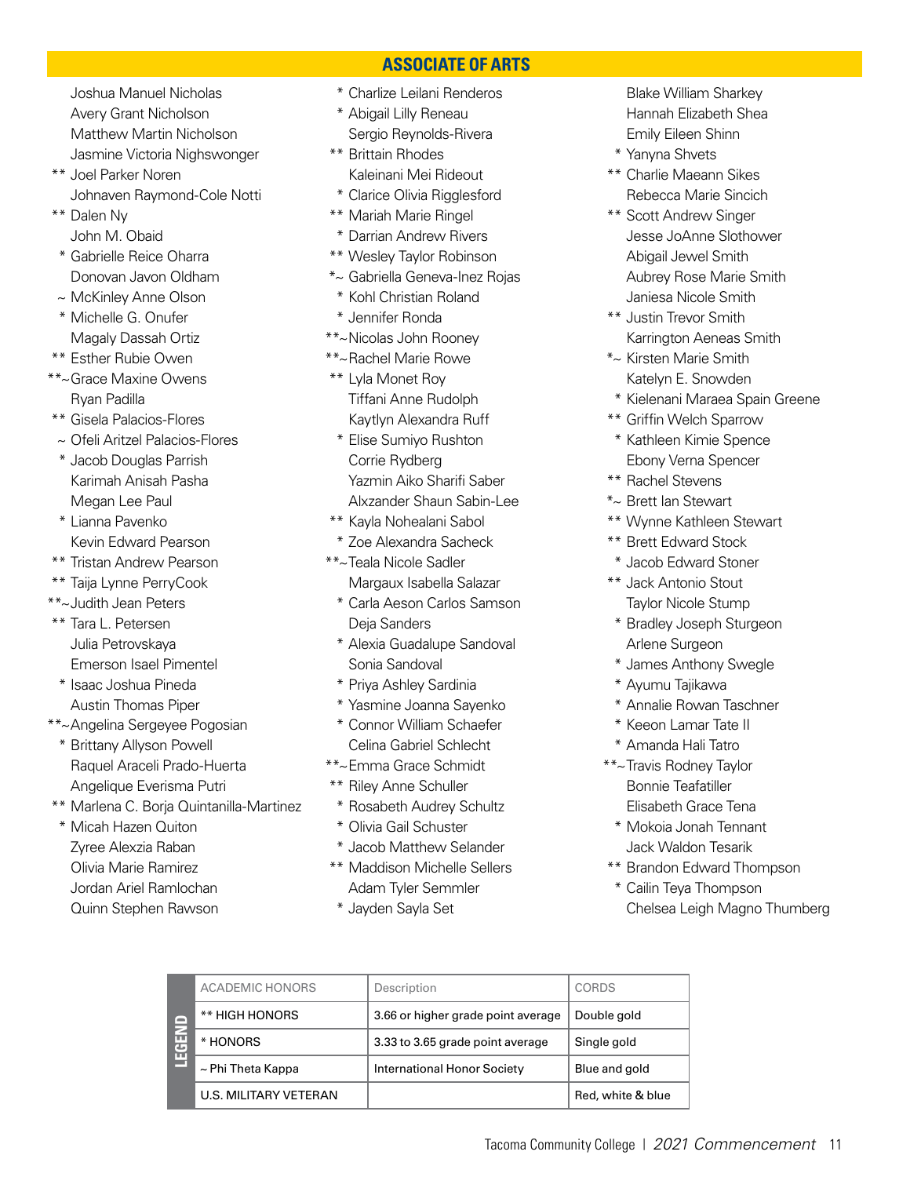## ASSOCIATE OF ARTS

Joshua Manuel Nicholas
Avery Grant Nicholson
Matthew Martin Nicholson
Jasmine Victoria Nighswonger
** Joel Parker Noren
Johnaven Raymond-Cole Notti
** Dalen Ny
John M. Obaid
* Gabrielle Reice Oharra
Donovan Javon Oldham
~ McKinley Anne Olson
* Michelle G. Onufer
Magaly Dassah Ortiz
** Esther Rubie Owen
**~Grace Maxine Owens
Ryan Padilla
** Gisela Palacios-Flores
~ Ofeli Aritzel Palacios-Flores
* Jacob Douglas Parrish
Karimah Anisah Pasha
Megan Lee Paul
* Lianna Pavenko
Kevin Edward Pearson
** Tristan Andrew Pearson
** Taija Lynne PerryCook
**~Judith Jean Peters
** Tara L. Petersen
Julia Petrovskaya
Emerson Isael Pimentel
* Isaac Joshua Pineda
Austin Thomas Piper
**~Angelina Sergeyee Pogosian
* Brittany Allyson Powell
Raquel Araceli Prado-Huerta
Angelique Everisma Putri
** Marlena C. Borja Quintanilla-Martinez
* Micah Hazen Quiton
Zyree Alexzia Raban
Olivia Marie Ramirez
Jordan Ariel Ramlochan
Quinn Stephen Rawson
* Charlize Leilani Renderos
* Abigail Lilly Reneau
Sergio Reynolds-Rivera
** Brittain Rhodes
Kaleinani Mei Rideout
* Clarice Olivia Rigglesford
** Mariah Marie Ringel
* Darrian Andrew Rivers
** Wesley Taylor Robinson
*~ Gabriella Geneva-Inez Rojas
* Kohl Christian Roland
* Jennifer Ronda
**~Nicolas John Rooney
**~Rachel Marie Rowe
** Lyla Monet Roy
Tiffani Anne Rudolph
Kaytlyn Alexandra Ruff
* Elise Sumiyo Rushton
Corrie Rydberg
Yazmin Aiko Sharifi Saber
Alxzander Shaun Sabin-Lee
** Kayla Nohealani Sabol
* Zoe Alexandra Sacheck
**~Teala Nicole Sadler
Margaux Isabella Salazar
* Carla Aeson Carlos Samson
Deja Sanders
* Alexia Guadalupe Sandoval
Sonia Sandoval
* Priya Ashley Sardinia
* Yasmine Joanna Sayenko
* Connor William Schaefer
Celina Gabriel Schlecht
**~Emma Grace Schmidt
** Riley Anne Schuller
* Rosabeth Audrey Schultz
* Olivia Gail Schuster
* Jacob Matthew Selander
** Maddison Michelle Sellers
Adam Tyler Semmler
* Jayden Sayla Set
Blake William Sharkey
Hannah Elizabeth Shea
Emily Eileen Shinn
* Yanyna Shvets
** Charlie Maeann Sikes
Rebecca Marie Sincich
** Scott Andrew Singer
Jesse JoAnne Slothower
Abigail Jewel Smith
Aubrey Rose Marie Smith
Janiesa Nicole Smith
** Justin Trevor Smith
Karrington Aeneas Smith
*~ Kirsten Marie Smith
Katelyn E. Snowden
* Kielenani Maraea Spain Greene
** Griffin Welch Sparrow
* Kathleen Kimie Spence
Ebony Verna Spencer
** Rachel Stevens
*~ Brett Ian Stewart
** Wynne Kathleen Stewart
** Brett Edward Stock
* Jacob Edward Stoner
** Jack Antonio Stout
Taylor Nicole Stump
* Bradley Joseph Sturgeon
Arlene Surgeon
* James Anthony Swegle
* Ayumu Tajikawa
* Annalie Rowan Taschner
* Keeon Lamar Tate II
* Amanda Hali Tatro
**~Travis Rodney Taylor
Bonnie Teafatiller
Elisabeth Grace Tena
* Mokoia Jonah Tennant
Jack Waldon Tesarik
** Brandon Edward Thompson
* Cailin Teya Thompson
Chelsea Leigh Magno Thumberg

**LEGEND**

| ACADEMIC HONORS | Description | CORDS |
|---|---|---|
| ** HIGH HONORS | 3.66 or higher grade point average | Double gold |
| * HONORS | 3.33 to 3.65 grade point average | Single gold |
| ~ Phi Theta Kappa | International Honor Society | Blue and gold |
| U.S. MILITARY VETERAN | | Red, white & blue |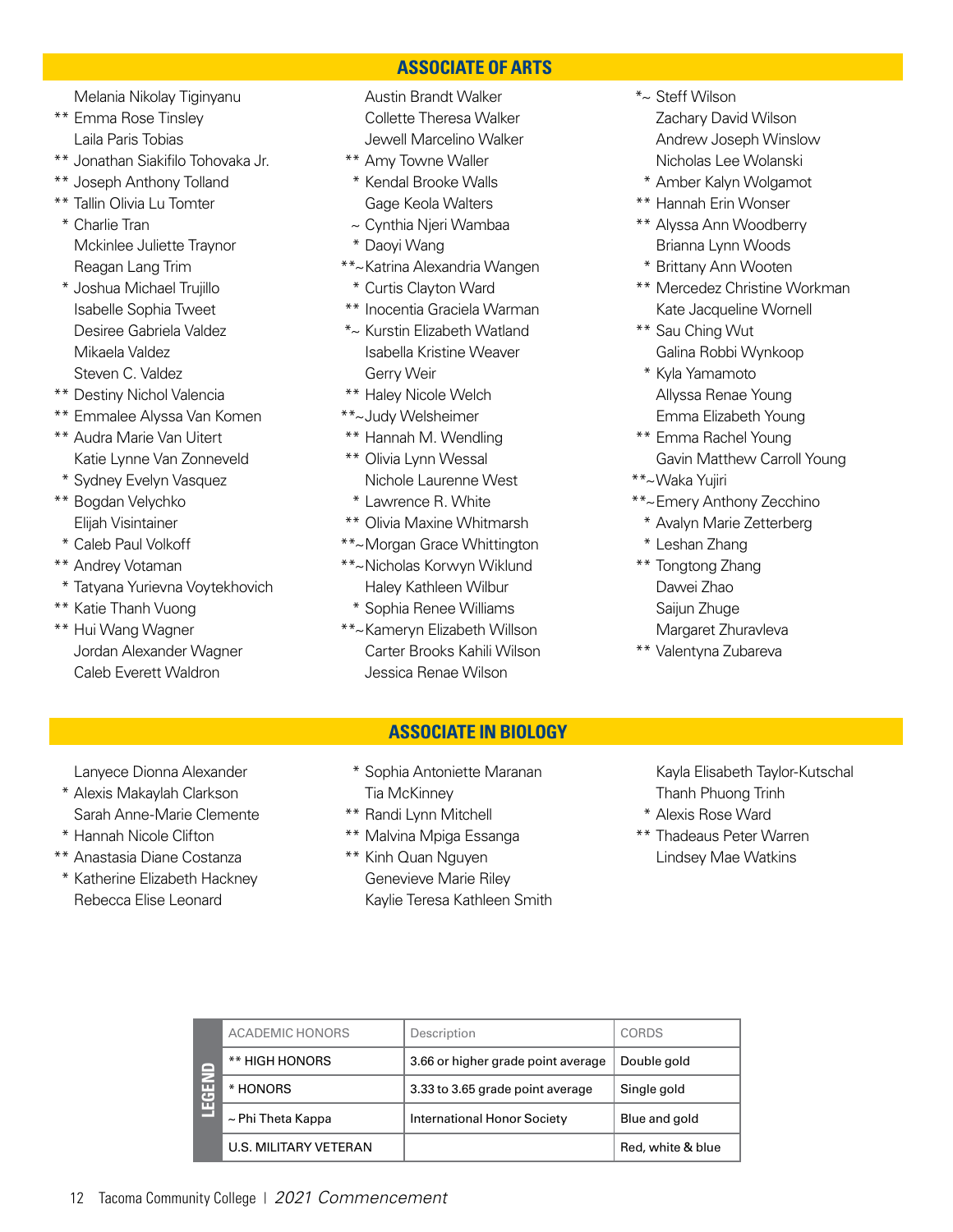## ASSOCIATE OF ARTS

Melania Nikolay Tiginyanu
** Emma Rose Tinsley
Laila Paris Tobias
** Jonathan Siakifilo Tohovaka Jr.
** Joseph Anthony Tolland
** Tallin Olivia Lu Tomter
* Charlie Tran
Mckinlee Juliette Traynor
Reagan Lang Trim
* Joshua Michael Trujillo
Isabelle Sophia Tweet
Desiree Gabriela Valdez
Mikaela Valdez
Steven C. Valdez
** Destiny Nichol Valencia
** Emmalee Alyssa Van Komen
** Audra Marie Van Uitert
Katie Lynne Van Zonneveld
* Sydney Evelyn Vasquez
** Bogdan Velychko
Elijah Visintainer
* Caleb Paul Volkoff
** Andrey Votaman
* Tatyana Yurievna Voytekhovich
** Katie Thanh Vuong
** Hui Wang Wagner
Jordan Alexander Wagner
Caleb Everett Waldron
Austin Brandt Walker
Collette Theresa Walker
Jewell Marcelino Walker
** Amy Towne Waller
* Kendal Brooke Walls
Gage Keola Walters
~ Cynthia Njeri Wambaa
* Daoyi Wang
**~ Katrina Alexandria Wangen
* Curtis Clayton Ward
** Inocentia Graciela Warman
*~ Kurstin Elizabeth Watland
Isabella Kristine Weaver
Gerry Weir
** Haley Nicole Welch
**~ Judy Welsheimer
** Hannah M. Wendling
** Olivia Lynn Wessal
Nichole Laurenne West
* Lawrence R. White
** Olivia Maxine Whitmarsh
**~ Morgan Grace Whittington
**~ Nicholas Korwyn Wiklund
Haley Kathleen Wilbur
* Sophia Renee Williams
**~ Kameryn Elizabeth Willson
Carter Brooks Kahili Wilson
Jessica Renae Wilson
*~ Steff Wilson
Zachary David Wilson
Andrew Joseph Winslow
Nicholas Lee Wolanski
* Amber Kalyn Wolgamot
** Hannah Erin Wonser
** Alyssa Ann Woodberry
Brianna Lynn Woods
* Brittany Ann Wooten
** Mercedez Christine Workman
Kate Jacqueline Wornell
** Sau Ching Wut
Galina Robbi Wynkoop
* Kyla Yamamoto
Allyssa Renae Young
Emma Elizabeth Young
** Emma Rachel Young
Gavin Matthew Carroll Young
**~ Waka Yujiri
**~ Emery Anthony Zecchino
* Avalyn Marie Zetterberg
* Leshan Zhang
** Tongtong Zhang
Dawei Zhao
Saijun Zhuge
Margaret Zhuravleva
** Valentyna Zubareva

## ASSOCIATE IN BIOLOGY

Lanyece Dionna Alexander
* Alexis Makaylah Clarkson
Sarah Anne-Marie Clemente
* Hannah Nicole Clifton
** Anastasia Diane Costanza
* Katherine Elizabeth Hackney
Rebecca Elise Leonard
* Sophia Antoniette Maranan
Tia McKinney
** Randi Lynn Mitchell
** Malvina Mpiga Essanga
** Kinh Quan Nguyen
Genevieve Marie Riley
Kaylie Teresa Kathleen Smith
Kayla Elisabeth Taylor-Kutschal
Thanh Phuong Trinh
* Alexis Rose Ward
** Thadeaus Peter Warren
Lindsey Mae Watkins

| LEGEND | ACADEMIC HONORS | Description | CORDS |
|---|---|---|---|
| | ** HIGH HONORS | 3.66 or higher grade point average | Double gold |
| | * HONORS | 3.33 to 3.65 grade point average | Single gold |
| | ~ Phi Theta Kappa | International Honor Society | Blue and gold |
| | U.S. MILITARY VETERAN | | Red, white & blue |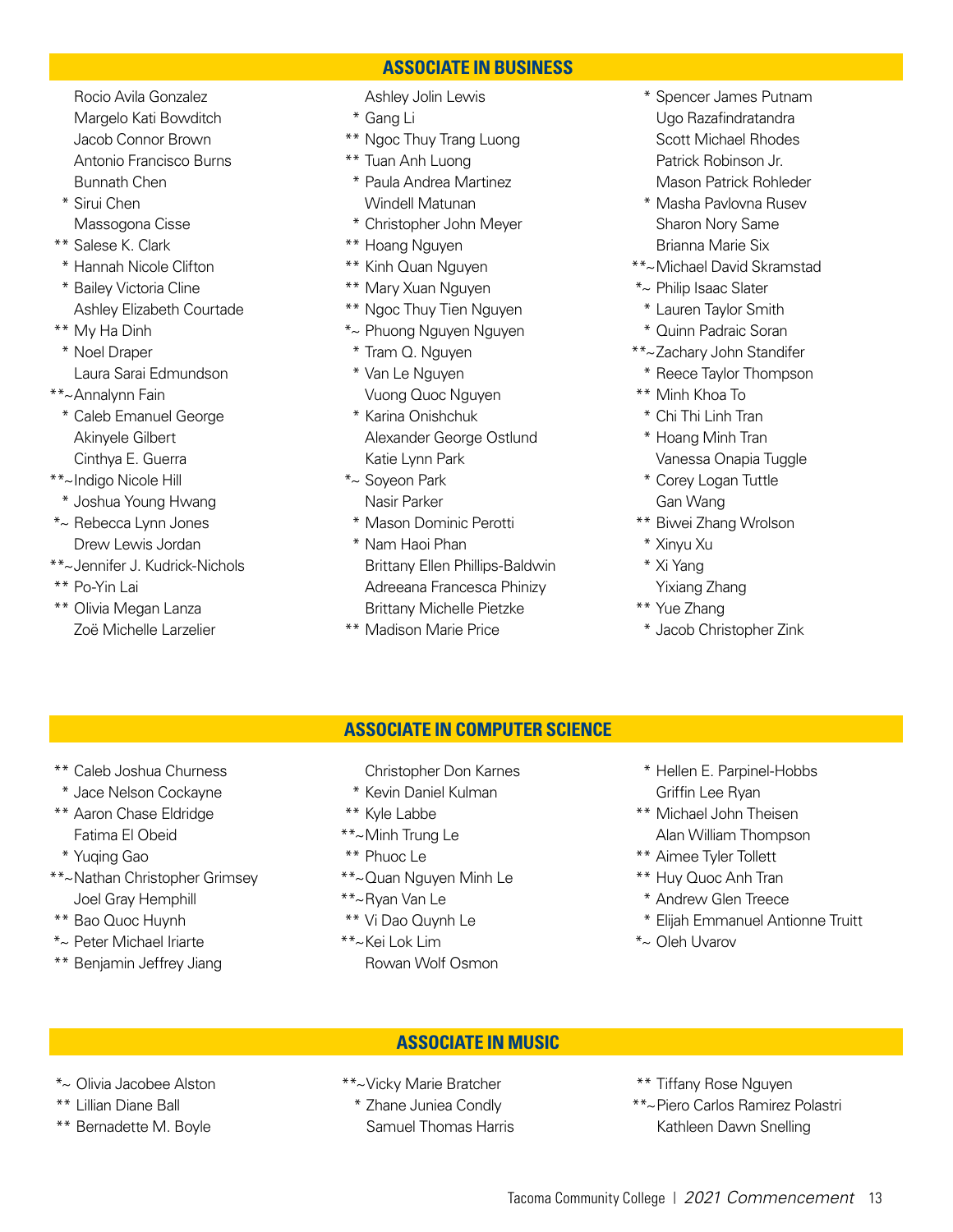## ASSOCIATE IN BUSINESS

Rocio Avila Gonzalez
Margelo Kati Bowditch
Jacob Connor Brown
Antonio Francisco Burns
Bunnath Chen
* Sirui Chen
Massogona Cisse
** Salese K. Clark
* Hannah Nicole Clifton
* Bailey Victoria Cline
Ashley Elizabeth Courtade
** My Ha Dinh
* Noel Draper
Laura Sarai Edmundson
**~Annalynn Fain
* Caleb Emanuel George
Akinyele Gilbert
Cinthya E. Guerra
**~Indigo Nicole Hill
* Joshua Young Hwang
*~ Rebecca Lynn Jones
Drew Lewis Jordan
**~Jennifer J. Kudrick-Nichols
** Po-Yin Lai
** Olivia Megan Lanza
Zoë Michelle Larzelier
Ashley Jolin Lewis
* Gang Li
** Ngoc Thuy Trang Luong
** Tuan Anh Luong
* Paula Andrea Martinez
Windell Matunan
* Christopher John Meyer
** Hoang Nguyen
** Kinh Quan Nguyen
** Mary Xuan Nguyen
** Ngoc Thuy Tien Nguyen
*~ Phuong Nguyen Nguyen
* Tram Q. Nguyen
* Van Le Nguyen
Vuong Quoc Nguyen
* Karina Onishchuk
Alexander George Ostlund
Katie Lynn Park
*~ Soyeon Park
Nasir Parker
* Mason Dominic Perotti
* Nam Haoi Phan
Brittany Ellen Phillips-Baldwin
Adreeana Francesca Phinizy
Brittany Michelle Pietzke
** Madison Marie Price
* Spencer James Putnam
Ugo Razafindratandra
Scott Michael Rhodes
Patrick Robinson Jr.
Mason Patrick Rohleder
* Masha Pavlovna Rusev
Sharon Nory Same
Brianna Marie Six
**~Michael David Skramstad
*~ Philip Isaac Slater
* Lauren Taylor Smith
* Quinn Padraic Soran
**~Zachary John Standifer
* Reece Taylor Thompson
** Minh Khoa To
* Chi Thi Linh Tran
* Hoang Minh Tran
Vanessa Onapia Tuggle
* Corey Logan Tuttle
Gan Wang
** Biwei Zhang Wrolson
* Xinyu Xu
* Xi Yang
Yixiang Zhang
** Yue Zhang
* Jacob Christopher Zink

## ASSOCIATE IN COMPUTER SCIENCE

** Caleb Joshua Churness
* Jace Nelson Cockayne
** Aaron Chase Eldridge
Fatima El Obeid
* Yuqing Gao
**~Nathan Christopher Grimsey
Joel Gray Hemphill
** Bao Quoc Huynh
*~ Peter Michael Iriarte
** Benjamin Jeffrey Jiang
Christopher Don Karnes
* Kevin Daniel Kulman
** Kyle Labbe
**~Minh Trung Le
** Phuoc Le
**~Quan Nguyen Minh Le
**~Ryan Van Le
** Vi Dao Quynh Le
**~Kei Lok Lim
Rowan Wolf Osmon
* Hellen E. Parpinel-Hobbs
Griffin Lee Ryan
** Michael John Theisen
Alan William Thompson
** Aimee Tyler Tollett
** Huy Quoc Anh Tran
* Andrew Glen Treece
* Elijah Emmanuel Antionne Truitt
*~ Oleh Uvarov

## ASSOCIATE IN MUSIC

*~ Olivia Jacobee Alston
** Lillian Diane Ball
** Bernadette M. Boyle
**~Vicky Marie Bratcher
* Zhane Juniea Condly
Samuel Thomas Harris
** Tiffany Rose Nguyen
**~Piero Carlos Ramirez Polastri
Kathleen Dawn Snelling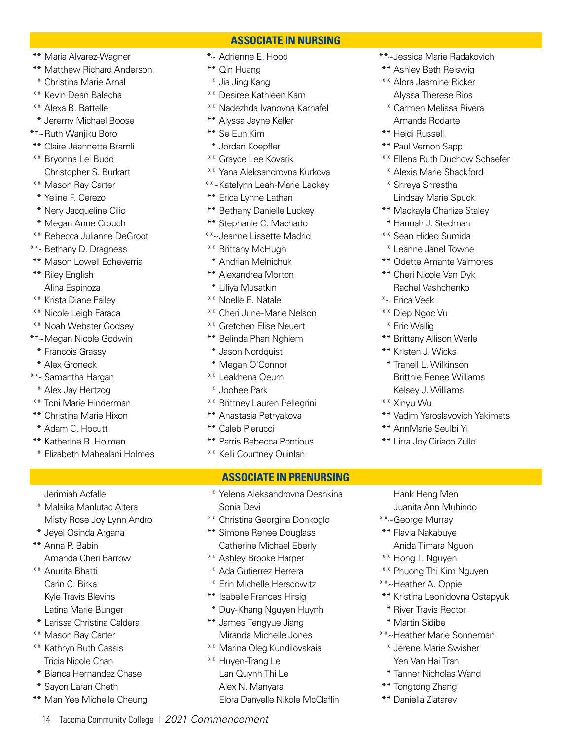## ASSOCIATE IN NURSING

** Maria Alvarez-Wagner
** Matthew Richard Anderson
* Christina Marie Arnal
** Kevin Dean Balecha
** Alexa B. Battelle
* Jeremy Michael Boose
**~Ruth Wanjiku Boro
** Claire Jeannette Bramli
** Bryonna Lei Budd
Christopher S. Burkart
** Mason Ray Carter
* Yeline F. Cerezo
* Nery Jacqueline Cilio
* Megan Anne Crouch
** Rebecca Julianne DeGroot
**~Bethany D. Dragness
** Mason Lowell Echeverria
** Riley English
Alina Espinoza
** Krista Diane Failey
** Nicole Leigh Faraca
** Noah Webster Godsey
**~Megan Nicole Godwin
* Francois Grassy
* Alex Groneck
**~Samantha Hargan
* Alex Jay Hertzog
** Toni Marie Hinderman
** Christina Marie Hixon
* Adam C. Hocutt
** Katherine R. Holmen
* Elizabeth Mahealani Holmes
*~ Adrienne E. Hood
** Qin Huang
* Jia Jing Kang
** Desiree Kathleen Karn
** Nadezhda Ivanovna Karnafel
** Alyssa Jayne Keller
** Se Eun Kim
* Jordan Koepfler
** Grayce Lee Kovarik
** Yana Aleksandrovna Kurkova
**~Katelynn Leah-Marie Lackey
** Erica Lynne Lathan
** Bethany Danielle Luckey
** Stephanie C. Machado
**~Jeanne Lissette Madrid
** Brittany McHugh
* Andrian Melnichuk
** Alexandrea Morton
* Liliya Musatkin
** Noelle E. Natale
** Cheri June-Marie Nelson
** Gretchen Elise Neuert
** Belinda Phan Nghiem
* Jason Nordquist
* Megan O'Connor
** Leakhena Oeurn
* Joohee Park
** Brittney Lauren Pellegrini
** Anastasia Petryakova
** Caleb Pierucci
** Parris Rebecca Pontious
** Kelli Courtney Quinlan
**~Jessica Marie Radakovich
** Ashley Beth Reiswig
** Alora Jasmine Ricker
Alyssa Therese Rios
* Carmen Melissa Rivera
Amanda Rodarte
** Heidi Russell
** Paul Vernon Sapp
** Ellena Ruth Duchow Schaefer
* Alexis Marie Shackford
* Shreya Shrestha
Lindsay Marie Spuck
** Mackayla Charlize Staley
* Hannah J. Stedman
** Sean Hideo Sumida
* Leanne Janel Towne
** Odette Amante Valmores
** Cheri Nicole Van Dyk
Rachel Vashchenko
*~ Erica Veek
** Diep Ngoc Vu
* Eric Wallig
** Brittany Allison Werle
** Kristen J. Wicks
* Tranell L. Wilkinson
Brittnie Renee Williams
Kelsey J. Williams
** Xinyu Wu
** Vadim Yaroslavovich Yakimets
** AnnMarie Seulbi Yi
** Lirra Joy Ciriaco Zullo

## ASSOCIATE IN PRENURSING

Jerimiah Acfalle
* Malaika Manlutac Altera
Misty Rose Joy Lynn Andro
* Jeyel Osinda Argana
** Anna P. Babin
Amanda Cheri Barrow
** Anurita Bhatti
Carin C. Birka
Kyle Travis Blevins
Latina Marie Bunger
* Larissa Christina Caldera
** Mason Ray Carter
** Kathryn Ruth Cassis
Tricia Nicole Chan
* Bianca Hernandez Chase
* Sayon Laran Cheth
** Man Yee Michelle Cheung
* Yelena Aleksandrovna Deshkina
Sonia Devi
** Christina Georgina Donkoglo
** Simone Renee Douglass
Catherine Michael Eberly
** Ashley Brooke Harper
* Ada Gutierrez Herrera
* Erin Michelle Herscowitz
** Isabelle Frances Hirsig
* Duy-Khang Nguyen Huynh
** James Tengyue Jiang
Miranda Michelle Jones
** Marina Oleg Kundilovskaia
** Huyen-Trang Le
Lan Quynh Thi Le
Alex N. Manyara
Elora Danyelle Nikole McClaflin
Hank Heng Men
Juanita Ann Muhindo
**~George Murray
** Flavia Nakabuye
Anida Timara Nguon
** Hong T. Nguyen
** Phuong Thi Kim Nguyen
**~Heather A. Oppie
** Kristina Leonidovna Ostapyuk
* River Travis Rector
* Martin Sidibe
**~Heather Marie Sonneman
* Jerene Marie Swisher
Yen Van Hai Tran
* Tanner Nicholas Wand
** Tongtong Zhang
** Daniella Zlatarev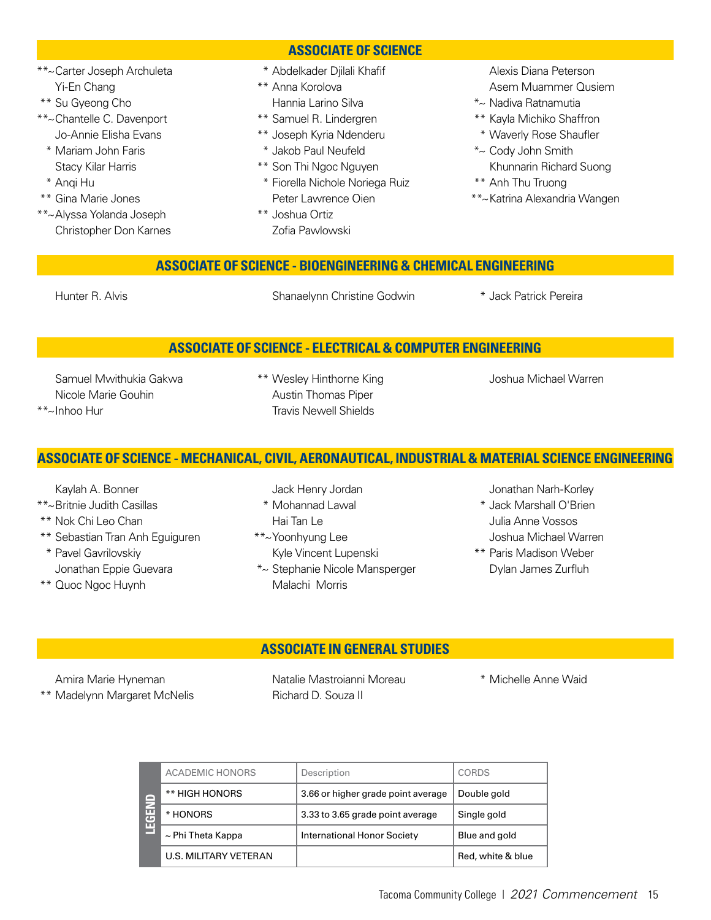## ASSOCIATE OF SCIENCE

**~Carter Joseph Archuleta
Yi-En Chang
** Su Gyeong Cho
**~Chantelle C. Davenport
Jo-Annie Elisha Evans
* Mariam John Faris
Stacy Kilar Harris
* Anqi Hu
** Gina Marie Jones
**~Alyssa Yolanda Joseph
Christopher Don Karnes
* Abdelkader Djilali Khafif
** Anna Korolova
Hannia Larino Silva
** Samuel R. Lindergren
** Joseph Kyria Ndenderu
* Jakob Paul Neufeld
** Son Thi Ngoc Nguyen
* Fiorella Nichole Noriega Ruiz
Peter Lawrence Oien
** Joshua Ortiz
Zofia Pawlowski
Alexis Diana Peterson
Asem Muammer Qusiem
*~ Nadiva Ratnamutia
** Kayla Michiko Shaffron
* Waverly Rose Shaufler
*~ Cody John Smith
Khunnarin Richard Suong
** Anh Thu Truong
**~Katrina Alexandria Wangen

## ASSOCIATE OF SCIENCE - BIOENGINEERING & CHEMICAL ENGINEERING

Hunter R. Alvis
Shanaelynn Christine Godwin
* Jack Patrick Pereira

## ASSOCIATE OF SCIENCE - ELECTRICAL & COMPUTER ENGINEERING

Samuel Mwithukia Gakwa
Nicole Marie Gouhin
**~Inhoo Hur
** Wesley Hinthorne King
Austin Thomas Piper
Travis Newell Shields
Joshua Michael Warren

## ASSOCIATE OF SCIENCE - MECHANICAL, CIVIL, AERONAUTICAL, INDUSTRIAL & MATERIAL SCIENCE ENGINEERING

Kaylah A. Bonner
**~Britnie Judith Casillas
** Nok Chi Leo Chan
** Sebastian Tran Anh Eguiguren
* Pavel Gavrilovskiy
Jonathan Eppie Guevara
** Quoc Ngoc Huynh
Jack Henry Jordan
* Mohannad Lawal
Hai Tan Le
**~Yoonhyung Lee
Kyle Vincent Lupenski
*~ Stephanie Nicole Mansperger
Malachi Morris
Jonathan Narh-Korley
* Jack Marshall O'Brien
Julia Anne Vossos
Joshua Michael Warren
** Paris Madison Weber
Dylan James Zurfluh

## ASSOCIATE IN GENERAL STUDIES

Amira Marie Hyneman
** Madelynn Margaret McNelis
Natalie Mastroianni Moreau
Richard D. Souza II
* Michelle Anne Waid

**LEGEND**

| ACADEMIC HONORS | Description | CORDS |
|---|---|---|
| ** HIGH HONORS | 3.66 or higher grade point average | Double gold |
| * HONORS | 3.33 to 3.65 grade point average | Single gold |
| ~ Phi Theta Kappa | International Honor Society | Blue and gold |
| U.S. MILITARY VETERAN | | Red, white & blue |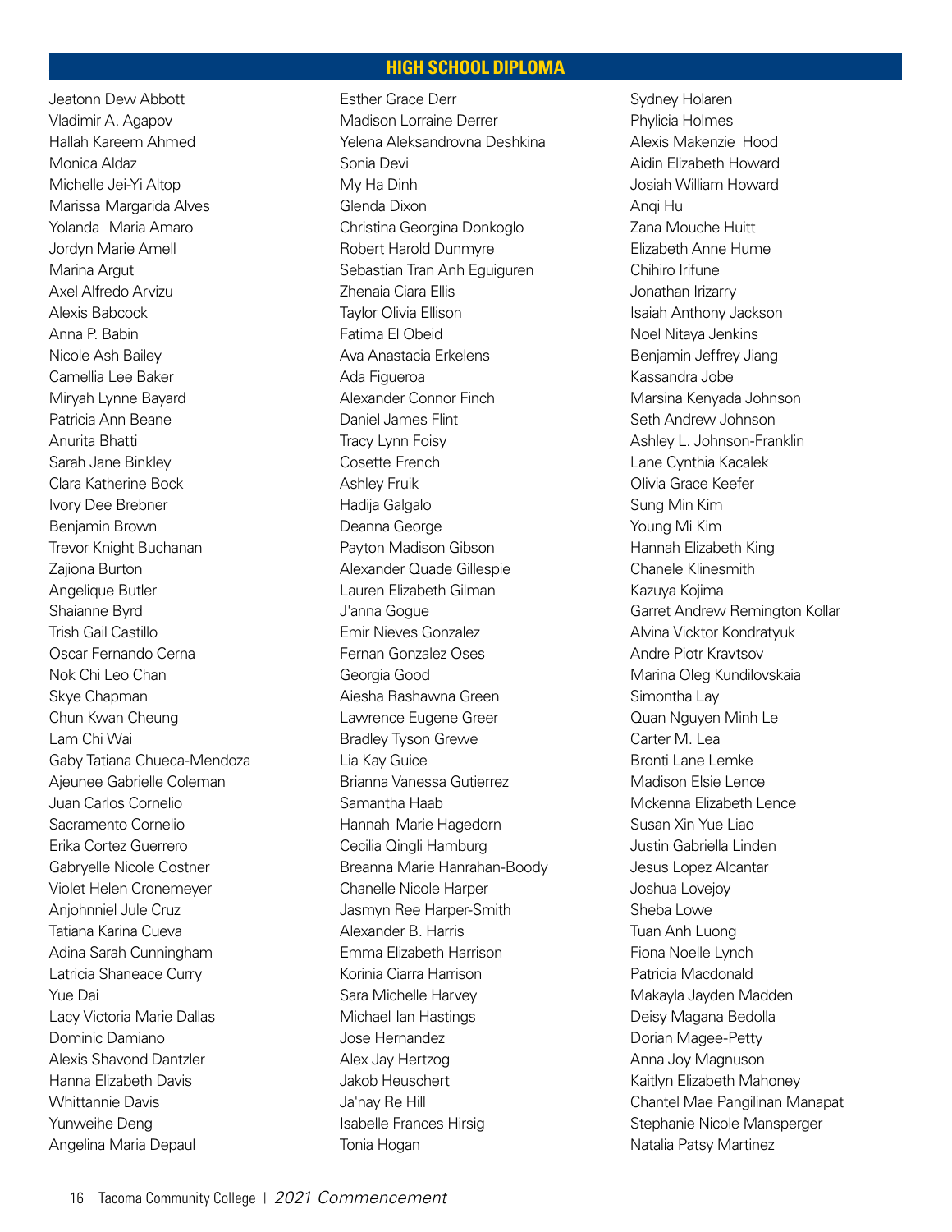## HIGH SCHOOL DIPLOMA

Jeatonn Dew Abbott
Vladimir A. Agapov
Hallah Kareem Ahmed
Monica Aldaz
Michelle Jei-Yi Altop
Marissa Margarida Alves
Yolanda Maria Amaro
Jordyn Marie Amell
Marina Argut
Axel Alfredo Arvizu
Alexis Babcock
Anna P. Babin
Nicole Ash Bailey
Camellia Lee Baker
Miryah Lynne Bayard
Patricia Ann Beane
Anurita Bhatti
Sarah Jane Binkley
Clara Katherine Bock
Ivory Dee Brebner
Benjamin Brown
Trevor Knight Buchanan
Zajiona Burton
Angelique Butler
Shaianne Byrd
Trish Gail Castillo
Oscar Fernando Cerna
Nok Chi Leo Chan
Skye Chapman
Chun Kwan Cheung
Lam Chi Wai
Gaby Tatiana Chueca-Mendoza
Ajeunee Gabrielle Coleman
Juan Carlos Cornelio
Sacramento Cornelio
Erika Cortez Guerrero
Gabryelle Nicole Costner
Violet Helen Cronemeyer
Anjohnniel Jule Cruz
Tatiana Karina Cueva
Adina Sarah Cunningham
Latricia Shaneace Curry
Yue Dai
Lacy Victoria Marie Dallas
Dominic Damiano
Alexis Shavond Dantzler
Hanna Elizabeth Davis
Whittannie Davis
Yunweihe Deng
Angelina Maria Depaul
Esther Grace Derr
Madison Lorraine Derrer
Yelena Aleksandrovna Deshkina
Sonia Devi
My Ha Dinh
Glenda Dixon
Christina Georgina Donkoglo
Robert Harold Dunmyre
Sebastian Tran Anh Eguiguren
Zhenaia Ciara Ellis
Taylor Olivia Ellison
Fatima El Obeid
Ava Anastacia Erkelens
Ada Figueroa
Alexander Connor Finch
Daniel James Flint
Tracy Lynn Foisy
Cosette French
Ashley Fruik
Hadija Galgalo
Deanna George
Payton Madison Gibson
Alexander Quade Gillespie
Lauren Elizabeth Gilman
J'anna Gogue
Emir Nieves Gonzalez
Fernan Gonzalez Oses
Georgia Good
Aiesha Rashawna Green
Lawrence Eugene Greer
Bradley Tyson Grewe
Lia Kay Guice
Brianna Vanessa Gutierrez
Samantha Haab
Hannah Marie Hagedorn
Cecilia Qingli Hamburg
Breanna Marie Hanrahan-Boody
Chanelle Nicole Harper
Jasmyn Ree Harper-Smith
Alexander B. Harris
Emma Elizabeth Harrison
Korinia Ciarra Harrison
Sara Michelle Harvey
Michael Ian Hastings
Jose Hernandez
Alex Jay Hertzog
Jakob Heuschert
Ja'nay Re Hill
Isabelle Frances Hirsig
Tonia Hogan
Sydney Holaren
Phylicia Holmes
Alexis Makenzie Hood
Aidin Elizabeth Howard
Josiah William Howard
Anqi Hu
Zana Mouche Huitt
Elizabeth Anne Hume
Chihiro Irifune
Jonathan Irizarry
Isaiah Anthony Jackson
Noel Nitaya Jenkins
Benjamin Jeffrey Jiang
Kassandra Jobe
Marsina Kenyada Johnson
Seth Andrew Johnson
Ashley L. Johnson-Franklin
Lane Cynthia Kacalek
Olivia Grace Keefer
Sung Min Kim
Young Mi Kim
Hannah Elizabeth King
Chanele Klinesmith
Kazuya Kojima
Garret Andrew Remington Kollar
Alvina Vicktor Kondratyuk
Andre Piotr Kravtsov
Marina Oleg Kundilovskaia
Simontha Lay
Quan Nguyen Minh Le
Carter M. Lea
Bronti Lane Lemke
Madison Elsie Lence
Mckenna Elizabeth Lence
Susan Xin Yue Liao
Justin Gabriella Linden
Jesus Lopez Alcantar
Joshua Lovejoy
Sheba Lowe
Tuan Anh Luong
Fiona Noelle Lynch
Patricia Macdonald
Makayla Jayden Madden
Deisy Magana Bedolla
Dorian Magee-Petty
Anna Joy Magnuson
Kaitlyn Elizabeth Mahoney
Chantel Mae Pangilinan Manapat
Stephanie Nicole Mansperger
Natalia Patsy Martinez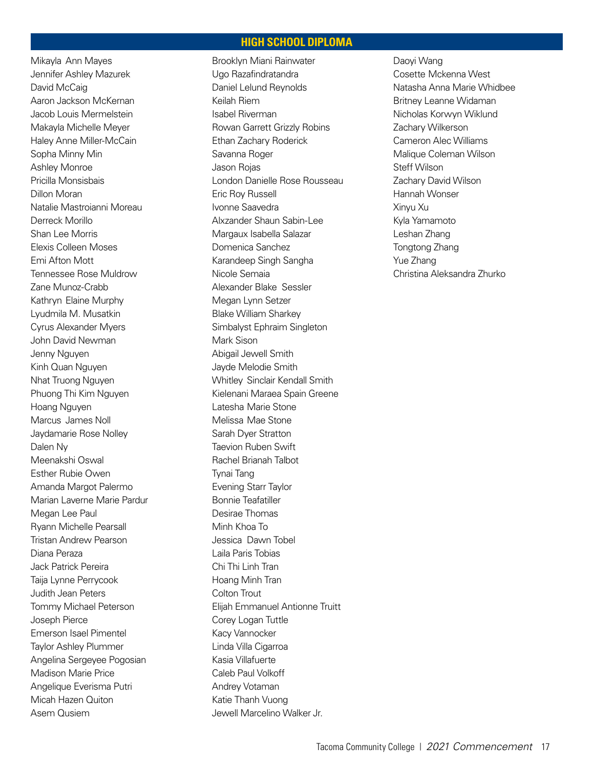## HIGH SCHOOL DIPLOMA

Mikayla Ann Mayes
Jennifer Ashley Mazurek
David McCaig
Aaron Jackson McKernan
Jacob Louis Mermelstein
Makayla Michelle Meyer
Haley Anne Miller-McCain
Sopha Minny Min
Ashley Monroe
Pricilla Monsisbais
Dillon Moran
Natalie Mastroianni Moreau
Derreck Morillo
Shan Lee Morris
Elexis Colleen Moses
Emi Afton Mott
Tennessee Rose Muldrow
Zane Munoz-Crabb
Kathryn Elaine Murphy
Lyudmila M. Musatkin
Cyrus Alexander Myers
John David Newman
Jenny Nguyen
Kinh Quan Nguyen
Nhat Truong Nguyen
Phuong Thi Kim Nguyen
Hoang Nguyen
Marcus James Noll
Jaydamarie Rose Nolley
Dalen Ny
Meenakshi Oswal
Esther Rubie Owen
Amanda Margot Palermo
Marian Laverne Marie Pardur
Megan Lee Paul
Ryann Michelle Pearsall
Tristan Andrew Pearson
Diana Peraza
Jack Patrick Pereira
Taija Lynne Perrycook
Judith Jean Peters
Tommy Michael Peterson
Joseph Pierce
Emerson Isael Pimentel
Taylor Ashley Plummer
Angelina Sergeyee Pogosian
Madison Marie Price
Angelique Everisma Putri
Micah Hazen Quiton
Asem Qusiem
Brooklyn Miani Rainwater
Ugo Razafindratandra
Daniel Lelund Reynolds
Keilah Riem
Isabel Riverman
Rowan Garrett Grizzly Robins
Ethan Zachary Roderick
Savanna Roger
Jason Rojas
London Danielle Rose Rousseau
Eric Roy Russell
Ivonne Saavedra
Alxzander Shaun Sabin-Lee
Margaux Isabella Salazar
Domenica Sanchez
Karandeep Singh Sangha
Nicole Semaia
Alexander Blake Sessler
Megan Lynn Setzer
Blake William Sharkey
Simbalyst Ephraim Singleton
Mark Sison
Abigail Jewell Smith
Jayde Melodie Smith
Whitley Sinclair Kendall Smith
Kielenani Maraea Spain Greene
Latesha Marie Stone
Melissa Mae Stone
Sarah Dyer Stratton
Taevion Ruben Swift
Rachel Brianah Talbot
Tynai Tang
Evening Starr Taylor
Bonnie Teafatiller
Desirae Thomas
Minh Khoa To
Jessica Dawn Tobel
Laila Paris Tobias
Chi Thi Linh Tran
Hoang Minh Tran
Colton Trout
Elijah Emmanuel Antionne Truitt
Corey Logan Tuttle
Kacy Vannocker
Linda Villa Cigarroa
Kasia Villafuerte
Caleb Paul Volkoff
Andrey Votaman
Katie Thanh Vuong
Jewell Marcelino Walker Jr.
Daoyi Wang
Cosette Mckenna West
Natasha Anna Marie Whidbee
Britney Leanne Widaman
Nicholas Korwyn Wiklund
Zachary Wilkerson
Cameron Alec Williams
Malique Coleman Wilson
Steff Wilson
Zachary David Wilson
Hannah Wonser
Xinyu Xu
Kyla Yamamoto
Leshan Zhang
Tongtong Zhang
Yue Zhang
Christina Aleksandra Zhurko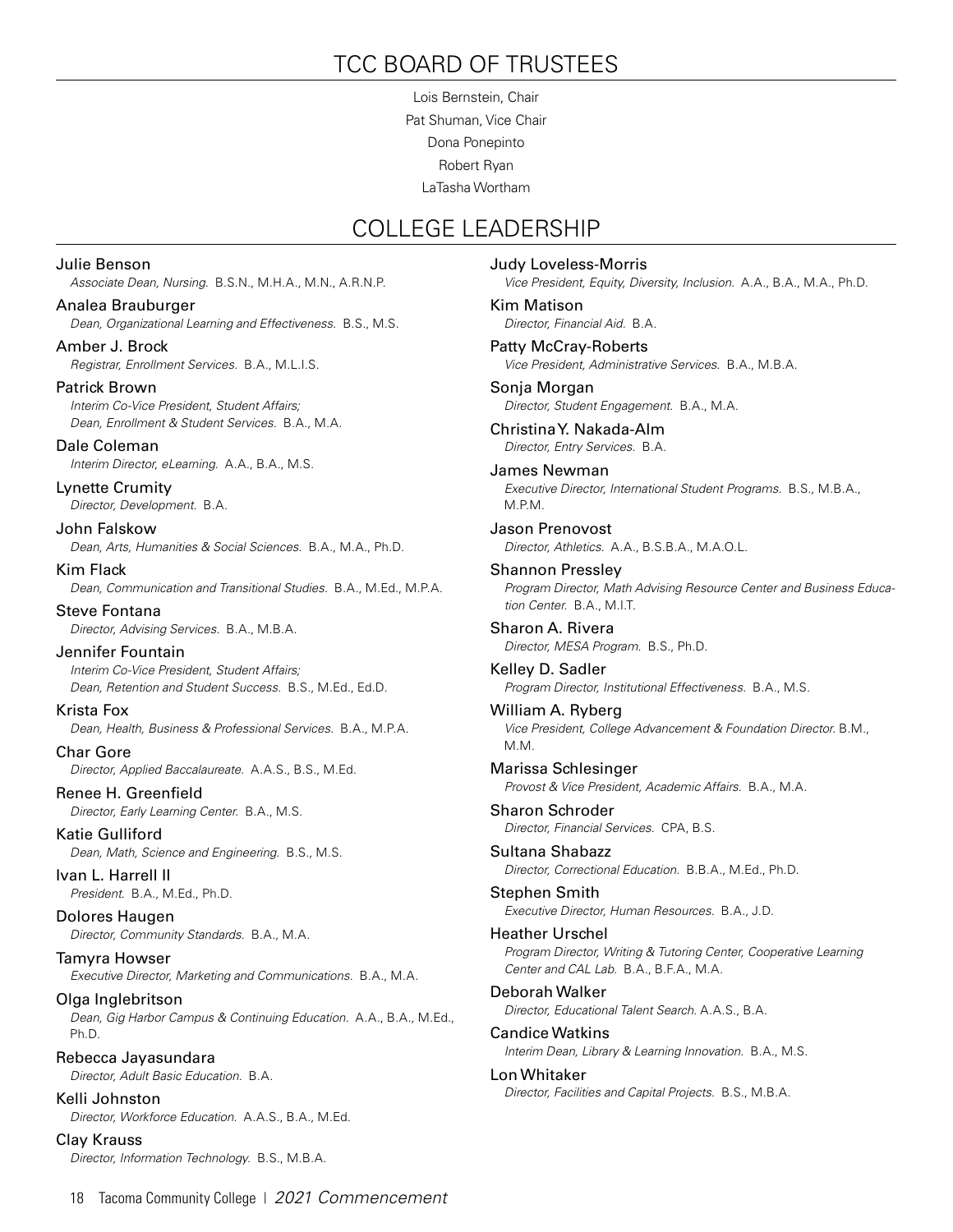# TCC BOARD OF TRUSTEES

Lois Bernstein, Chair

Pat Shuman, Vice Chair

Dona Ponepinto

Robert Ryan

LaTasha Wortham

# COLLEGE LEADERSHIP

Julie Benson
*Associate Dean, Nursing.* B.S.N., M.H.A., M.N., A.R.N.P.

Analea Brauburger
*Dean, Organizational Learning and Effectiveness.* B.S., M.S.

Amber J. Brock
*Registrar, Enrollment Services.* B.A., M.L.I.S.

Patrick Brown
*Interim Co-Vice President, Student Affairs; Dean, Enrollment & Student Services.* B.A., M.A.

Dale Coleman
*Interim Director, eLearning.* A.A., B.A., M.S.

Lynette Crumity
*Director, Development.* B.A.

John Falskow
*Dean, Arts, Humanities & Social Sciences.* B.A., M.A., Ph.D.

Kim Flack
*Dean, Communication and Transitional Studies.* B.A., M.Ed., M.P.A.

Steve Fontana
*Director, Advising Services.* B.A., M.B.A.

Jennifer Fountain
*Interim Co-Vice President, Student Affairs; Dean, Retention and Student Success.* B.S., M.Ed., Ed.D.

Krista Fox
*Dean, Health, Business & Professional Services.* B.A., M.P.A.

Char Gore
*Director, Applied Baccalaureate.* A.A.S., B.S., M.Ed.

Renee H. Greenfield
*Director, Early Learning Center.* B.A., M.S.

Katie Gulliford
*Dean, Math, Science and Engineering.* B.S., M.S.

Ivan L. Harrell II
*President.* B.A., M.Ed., Ph.D.

Dolores Haugen
*Director, Community Standards.* B.A., M.A.

Tamyra Howser
*Executive Director, Marketing and Communications.* B.A., M.A.

Olga Inglebritson
*Dean, Gig Harbor Campus & Continuing Education.* A.A., B.A., M.Ed., Ph.D.

Rebecca Jayasundara
*Director, Adult Basic Education.* B.A.

Kelli Johnston
*Director, Workforce Education.* A.A.S., B.A., M.Ed.

Clay Krauss
*Director, Information Technology.* B.S., M.B.A.

Judy Loveless-Morris
*Vice President, Equity, Diversity, Inclusion.* A.A., B.A., M.A., Ph.D.

Kim Matison
*Director, Financial Aid.* B.A.

Patty McCray-Roberts
*Vice President, Administrative Services.* B.A., M.B.A.

Sonja Morgan
*Director, Student Engagement.* B.A., M.A.

Christina Y. Nakada-Alm
*Director, Entry Services.* B.A.

James Newman
*Executive Director, International Student Programs.* B.S., M.B.A., M.P.M.

Jason Prenovost
*Director, Athletics.* A.A., B.S.B.A., M.A.O.L.

Shannon Pressley
*Program Director, Math Advising Resource Center and Business Education Center.* B.A., M.I.T.

Sharon A. Rivera
*Director, MESA Program.* B.S., Ph.D.

Kelley D. Sadler
*Program Director, Institutional Effectiveness.* B.A., M.S.

William A. Ryberg
*Vice President, College Advancement & Foundation Director.* B.M., M.M.

Marissa Schlesinger
*Provost & Vice President, Academic Affairs.* B.A., M.A.

Sharon Schroder
*Director, Financial Services.* CPA, B.S.

Sultana Shabazz
*Director, Correctional Education.* B.B.A., M.Ed., Ph.D.

Stephen Smith
*Executive Director, Human Resources.* B.A., J.D.

Heather Urschel
*Program Director, Writing & Tutoring Center, Cooperative Learning Center and CAL Lab.* B.A., B.F.A., M.A.

Deborah Walker
*Director, Educational Talent Search.* A.A.S., B.A.

Candice Watkins
*Interim Dean, Library & Learning Innovation.* B.A., M.S.

Lon Whitaker
*Director, Facilities and Capital Projects.* B.S., M.B.A.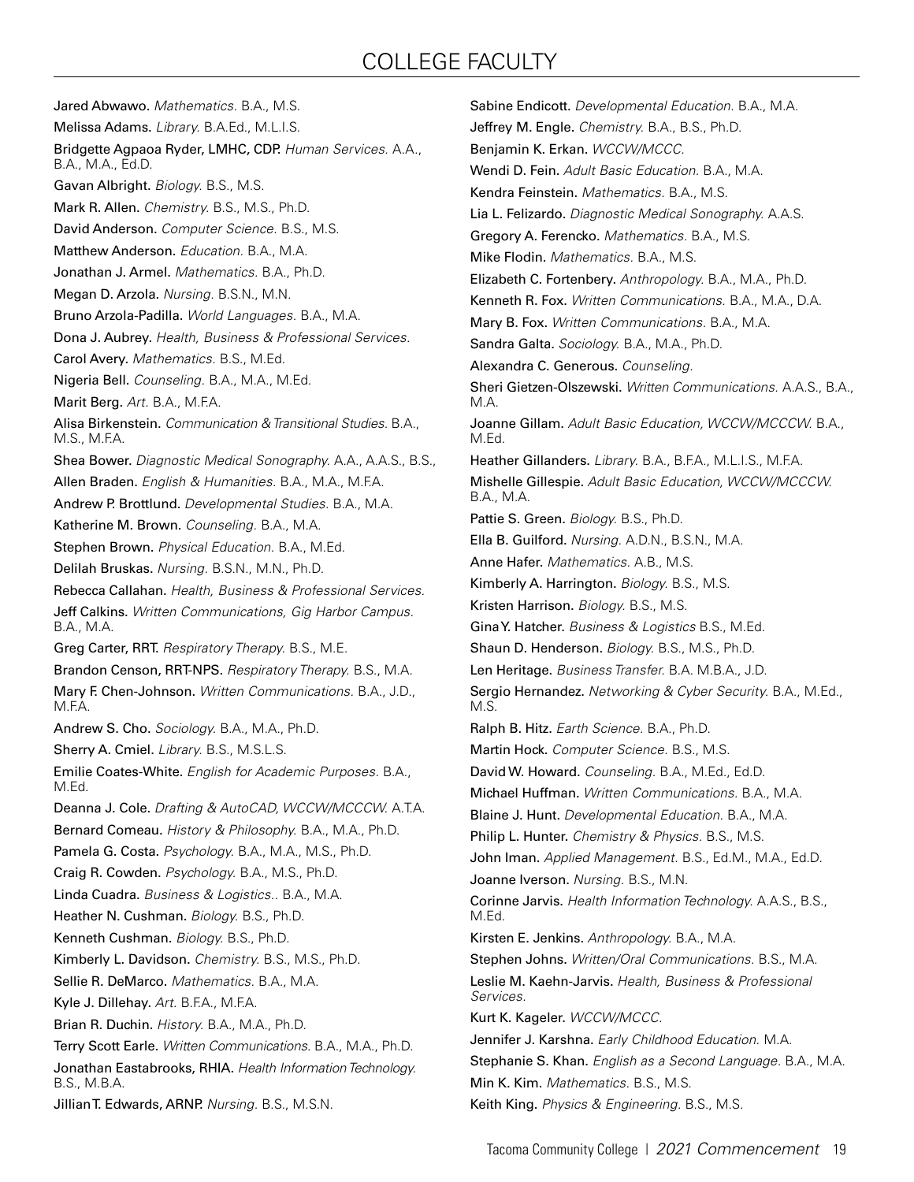# COLLEGE FACULTY

**Jared Abwawo.** *Mathematics.* B.A., M.S.

**Melissa Adams.** *Library.* B.A.Ed., M.L.I.S.

**Bridgette Agpaoa Ryder, LMHC, CDP.** *Human Services.* A.A., B.A., M.A., Ed.D.

**Gavan Albright.** *Biology.* B.S., M.S.

**Mark R. Allen.** *Chemistry.* B.S., M.S., Ph.D.

**David Anderson.** *Computer Science.* B.S., M.S.

**Matthew Anderson.** *Education.* B.A., M.A.

**Jonathan J. Armel.** *Mathematics.* B.A., Ph.D.

**Megan D. Arzola.** *Nursing.* B.S.N., M.N.

**Bruno Arzola-Padilla.** *World Languages.* B.A., M.A.

**Dona J. Aubrey.** *Health, Business & Professional Services.*

**Carol Avery.** *Mathematics.* B.S., M.Ed.

**Nigeria Bell.** *Counseling.* B.A., M.A., M.Ed.

**Marit Berg.** *Art.* B.A., M.F.A.

**Alisa Birkenstein.** *Communication & Transitional Studies.* B.A., M.S., M.F.A.

**Shea Bower.** *Diagnostic Medical Sonography.* A.A., A.A.S., B.S.,

**Allen Braden.** *English & Humanities.* B.A., M.A., M.F.A.

**Andrew P. Brottlund.** *Developmental Studies.* B.A., M.A.

**Katherine M. Brown.** *Counseling.* B.A., M.A.

**Stephen Brown.** *Physical Education.* B.A., M.Ed.

**Delilah Bruskas.** *Nursing.* B.S.N., M.N., Ph.D.

**Rebecca Callahan.** *Health, Business & Professional Services.*

**Jeff Calkins.** *Written Communications, Gig Harbor Campus.* B.A., M.A.

**Greg Carter, RRT.** *Respiratory Therapy.* B.S., M.E.

**Brandon Censon, RRT-NPS.** *Respiratory Therapy.* B.S., M.A.

**Mary F. Chen-Johnson.** *Written Communications.* B.A., J.D., M.F.A.

**Andrew S. Cho.** *Sociology.* B.A., M.A., Ph.D.

**Sherry A. Cmiel.** *Library.* B.S., M.S.L.S.

**Emilie Coates-White.** *English for Academic Purposes.* B.A., M.Ed.

**Deanna J. Cole.** *Drafting & AutoCAD, WCCW/MCCCW.* A.T.A.

**Bernard Comeau.** *History & Philosophy.* B.A., M.A., Ph.D.

**Pamela G. Costa.** *Psychology.* B.A., M.A., M.S., Ph.D.

**Craig R. Cowden.** *Psychology.* B.A., M.S., Ph.D.

**Linda Cuadra.** *Business & Logistics..* B.A., M.A.

**Heather N. Cushman.** *Biology.* B.S., Ph.D.

**Kenneth Cushman.** *Biology.* B.S., Ph.D.

**Kimberly L. Davidson.** *Chemistry.* B.S., M.S., Ph.D.

**Sellie R. DeMarco.** *Mathematics.* B.A., M.A.

**Kyle J. Dillehay.** *Art.* B.F.A., M.F.A.

**Brian R. Duchin.** *History.* B.A., M.A., Ph.D.

**Terry Scott Earle.** *Written Communications.* B.A., M.A., Ph.D.

**Jonathan Eastabrooks, RHIA.** *Health Information Technology.* B.S., M.B.A.

**Jillian T. Edwards, ARNP.** *Nursing.* B.S., M.S.N.

**Sabine Endicott.** *Developmental Education.* B.A., M.A.

**Jeffrey M. Engle.** *Chemistry.* B.A., B.S., Ph.D.

**Benjamin K. Erkan.** *WCCW/MCCC.*

**Wendi D. Fein.** *Adult Basic Education.* B.A., M.A.

**Kendra Feinstein.** *Mathematics.* B.A., M.S.

**Lia L. Felizardo.** *Diagnostic Medical Sonography.* A.A.S.

**Gregory A. Ferencko.** *Mathematics.* B.A., M.S.

**Mike Flodin.** *Mathematics.* B.A., M.S.

**Elizabeth C. Fortenbery.** *Anthropology.* B.A., M.A., Ph.D.

**Kenneth R. Fox.** *Written Communications.* B.A., M.A., D.A.

**Mary B. Fox.** *Written Communications.* B.A., M.A.

**Sandra Galta.** *Sociology.* B.A., M.A., Ph.D.

**Alexandra C. Generous.** *Counseling.*

**Sheri Gietzen-Olszewski.** *Written Communications.* A.A.S., B.A., M.A.

**Joanne Gillam.** *Adult Basic Education, WCCW/MCCCW.* B.A., M.Ed.

**Heather Gillanders.** *Library.* B.A., B.F.A., M.L.I.S., M.F.A.

**Mishelle Gillespie.** *Adult Basic Education, WCCW/MCCCW.* B.A., M.A.

**Pattie S. Green.** *Biology.* B.S., Ph.D.

**Ella B. Guilford.** *Nursing.* A.D.N., B.S.N., M.A.

**Anne Hafer.** *Mathematics.* A.B., M.S.

**Kimberly A. Harrington.** *Biology.* B.S., M.S.

**Kristen Harrison.** *Biology.* B.S., M.S.

**Gina Y. Hatcher.** *Business & Logistics* B.S., M.Ed.

**Shaun D. Henderson.** *Biology.* B.S., M.S., Ph.D.

**Len Heritage.** *Business Transfer.* B.A. M.B.A., J.D.

**Sergio Hernandez.** *Networking & Cyber Security.* B.A., M.Ed., M.S.

**Ralph B. Hitz.** *Earth Science.* B.A., Ph.D.

**Martin Hock.** *Computer Science.* B.S., M.S.

**David W. Howard.** *Counseling.* B.A., M.Ed., Ed.D.

**Michael Huffman.** *Written Communications.* B.A., M.A.

**Blaine J. Hunt.** *Developmental Education.* B.A., M.A.

**Philip L. Hunter.** *Chemistry & Physics.* B.S., M.S.

**John Iman.** *Applied Management.* B.S., Ed.M., M.A., Ed.D.

**Joanne Iverson.** *Nursing.* B.S., M.N.

**Corinne Jarvis.** *Health Information Technology.* A.A.S., B.S., M.Ed.

**Kirsten E. Jenkins.** *Anthropology.* B.A., M.A.

**Stephen Johns.** *Written/Oral Communications.* B.S., M.A.

**Leslie M. Kaehn-Jarvis.** *Health, Business & Professional Services.*

**Kurt K. Kageler.** *WCCW/MCCC.*

**Jennifer J. Karshna.** *Early Childhood Education.* M.A.

**Stephanie S. Khan.** *English as a Second Language.* B.A., M.A.

**Min K. Kim.** *Mathematics.* B.S., M.S.

**Keith King.** *Physics & Engineering.* B.S., M.S.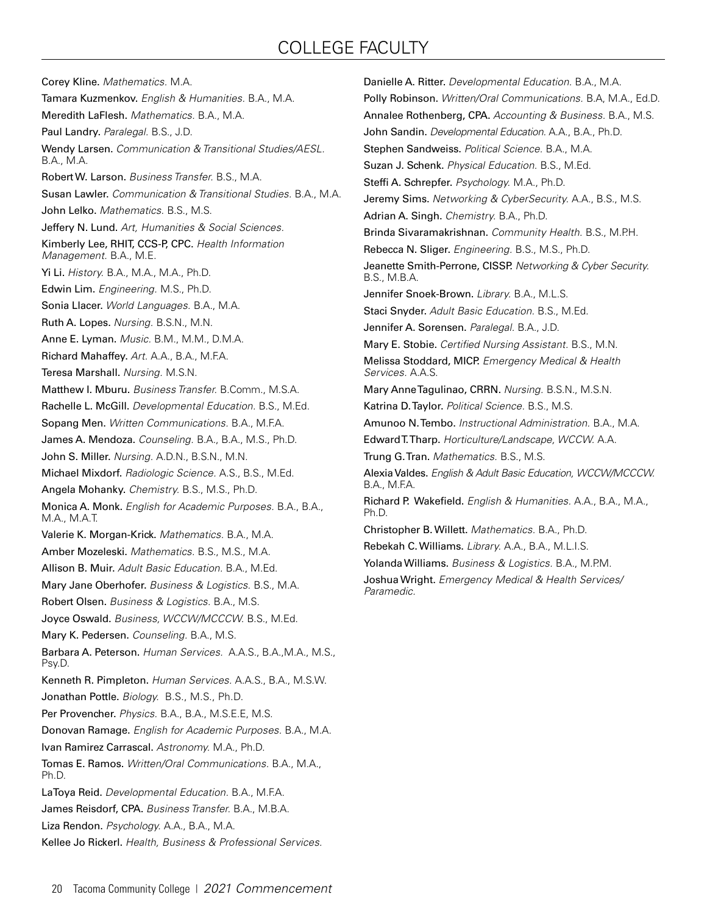# COLLEGE FACULTY

**Corey Kline.** *Mathematics.* M.A.

**Tamara Kuzmenkov.** *English & Humanities.* B.A., M.A.

**Meredith LaFlesh.** *Mathematics.* B.A., M.A.

**Paul Landry.** *Paralegal.* B.S., J.D.

**Wendy Larsen.** *Communication & Transitional Studies/AESL.* B.A., M.A.

**Robert W. Larson.** *Business Transfer.* B.S., M.A.

**Susan Lawler.** *Communication & Transitional Studies.* B.A., M.A.

**John Lelko.** *Mathematics.* B.S., M.S.

**Jeffery N. Lund.** *Art, Humanities & Social Sciences.*

**Kimberly Lee, RHIT, CCS-P, CPC.** *Health Information Management.* B.A., M.E.

**Yi Li.** *History.* B.A., M.A., M.A., Ph.D.

**Edwin Lim.** *Engineering.* M.S., Ph.D.

**Sonia Llacer.** *World Languages.* B.A., M.A.

**Ruth A. Lopes.** *Nursing.* B.S.N., M.N.

**Anne E. Lyman.** *Music.* B.M., M.M., D.M.A.

**Richard Mahaffey.** *Art.* A.A., B.A., M.F.A.

**Teresa Marshall.** *Nursing.* M.S.N.

**Matthew I. Mburu.** *Business Transfer.* B.Comm., M.S.A.

**Rachelle L. McGill.** *Developmental Education.* B.S., M.Ed.

**Sopang Men.** *Written Communications.* B.A., M.F.A.

**James A. Mendoza.** *Counseling.* B.A., B.A., M.S., Ph.D.

**John S. Miller.** *Nursing.* A.D.N., B.S.N., M.N.

**Michael Mixdorf.** *Radiologic Science.* A.S., B.S., M.Ed.

**Angela Mohanky.** *Chemistry.* B.S., M.S., Ph.D.

**Monica A. Monk.** *English for Academic Purposes.* B.A., B.A., M.A., M.A.T.

**Valerie K. Morgan-Krick.** *Mathematics.* B.A., M.A.

**Amber Mozeleski.** *Mathematics.* B.S., M.S., M.A.

**Allison B. Muir.** *Adult Basic Education.* B.A., M.Ed.

**Mary Jane Oberhofer.** *Business & Logistics.* B.S., M.A.

**Robert Olsen.** *Business & Logistics.* B.A., M.S.

**Joyce Oswald.** *Business, WCCW/MCCCW.* B.S., M.Ed.

**Mary K. Pedersen.** *Counseling.* B.A., M.S.

**Barbara A. Peterson.** *Human Services.* A.A.S., B.A.,M.A., M.S., Psy.D.

**Kenneth R. Pimpleton.** *Human Services.* A.A.S., B.A., M.S.W.

**Jonathan Pottle.** *Biology.* B.S., M.S., Ph.D.

**Per Provencher.** *Physics.* B.A., B.A., M.S.E.E, M.S.

**Donovan Ramage.** *English for Academic Purposes.* B.A., M.A.

**Ivan Ramirez Carrascal.** *Astronomy.* M.A., Ph.D.

**Tomas E. Ramos.** *Written/Oral Communications.* B.A., M.A., Ph.D.

**LaToya Reid.** *Developmental Education.* B.A., M.F.A.

**James Reisdorf, CPA.** *Business Transfer.* B.A., M.B.A.

**Liza Rendon.** *Psychology.* A.A., B.A., M.A.

**Kellee Jo Rickerl.** *Health, Business & Professional Services.*

**Danielle A. Ritter.** *Developmental Education.* B.A., M.A.

**Polly Robinson.** *Written/Oral Communications.* B.A, M.A., Ed.D.

**Annalee Rothenberg, CPA.** *Accounting & Business.* B.A., M.S.

**John Sandin.** *Developmental Education.* A.A., B.A., Ph.D.

**Stephen Sandweiss.** *Political Science.* B.A., M.A.

**Suzan J. Schenk.** *Physical Education.* B.S., M.Ed.

**Steffi A. Schrepfer.** *Psychology.* M.A., Ph.D.

**Jeremy Sims.** *Networking & CyberSecurity.* A.A., B.S., M.S.

**Adrian A. Singh.** *Chemistry.* B.A., Ph.D.

**Brinda Sivaramakrishnan.** *Community Health.* B.S., M.P.H.

**Rebecca N. Sliger.** *Engineering.* B.S., M.S., Ph.D.

**Jeanette Smith-Perrone, CISSP.** *Networking & Cyber Security.* B.S., M.B.A.

**Jennifer Snoek-Brown.** *Library.* B.A., M.L.S.

**Staci Snyder.** *Adult Basic Education.* B.S., M.Ed.

**Jennifer A. Sorensen.** *Paralegal.* B.A., J.D.

**Mary E. Stobie.** *Certified Nursing Assistant.* B.S., M.N.

**Melissa Stoddard, MICP.** *Emergency Medical & Health Services.* A.A.S.

**Mary Anne Tagulinao, CRRN.** *Nursing.* B.S.N., M.S.N.

**Katrina D. Taylor.** *Political Science.* B.S., M.S.

**Amunoo N. Tembo.** *Instructional Administration.* B.A., M.A.

**Edward T. Tharp.** *Horticulture/Landscape, WCCW.* A.A.

**Trung G. Tran.** *Mathematics.* B.S., M.S.

**Alexia Valdes.** *English & Adult Basic Education, WCCW/MCCCW.* B.A., M.F.A.

**Richard P. Wakefield.** *English & Humanities.* A.A., B.A., M.A., Ph.D.

**Christopher B. Willett.** *Mathematics.* B.A., Ph.D.

**Rebekah C. Williams.** *Library.* A.A., B.A., M.L.I.S.

**Yolanda Williams.** *Business & Logistics.* B.A., M.P.M.

**Joshua Wright.** *Emergency Medical & Health Services/Paramedic.*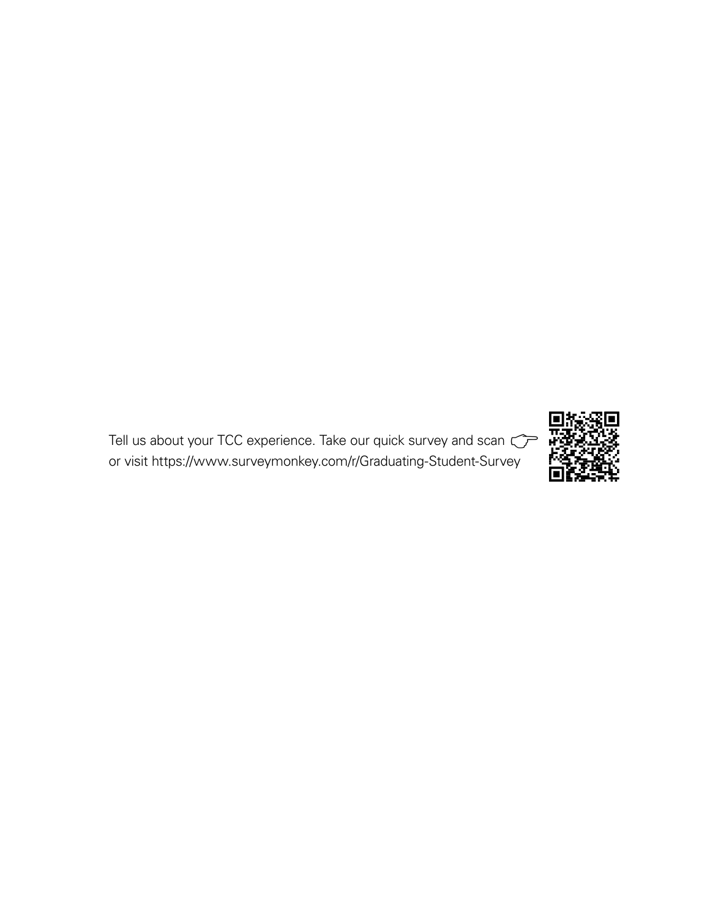Tell us about your TCC experience. Take our quick survey and scan ☞
or visit https://www.surveymonkey.com/r/Graduating-Student-Survey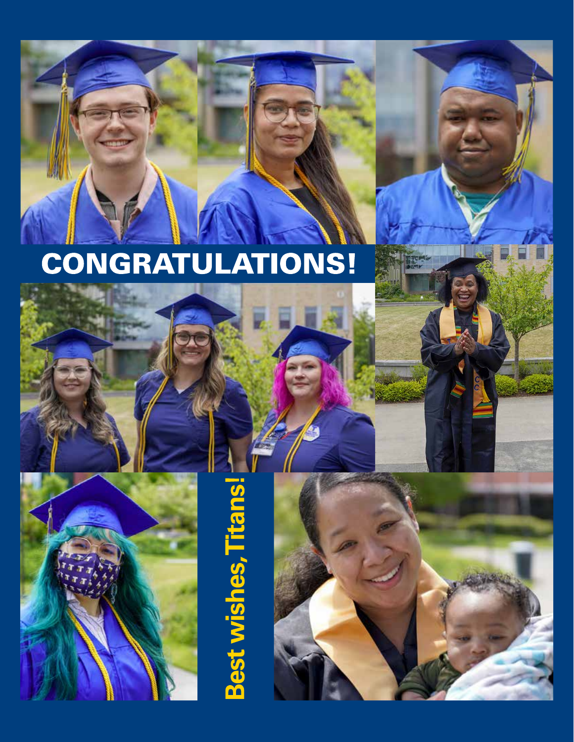# CONGRATULATIONS!

**Best wishes, Titans!**